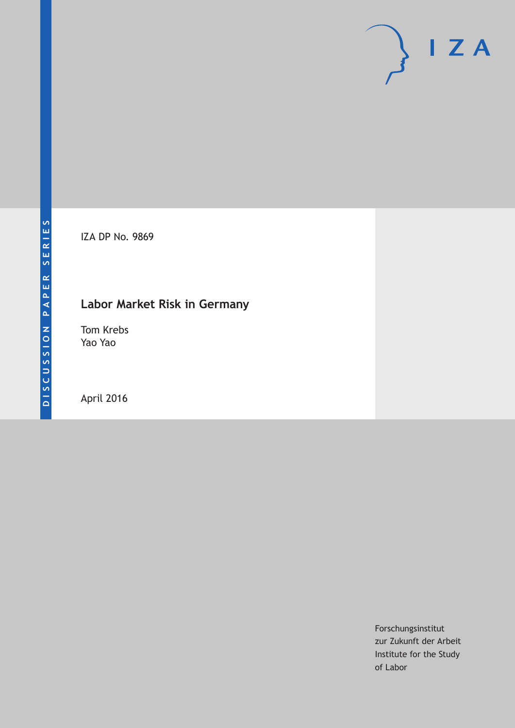DISCUSSION PAPER SERIES

IZA DP No. 9869

# Labor Market Risk in Germany

Tom Krebs
Yao Yao

April 2016

Forschungsinstitut
zur Zukunft der Arbeit
Institute for the Study
of Labor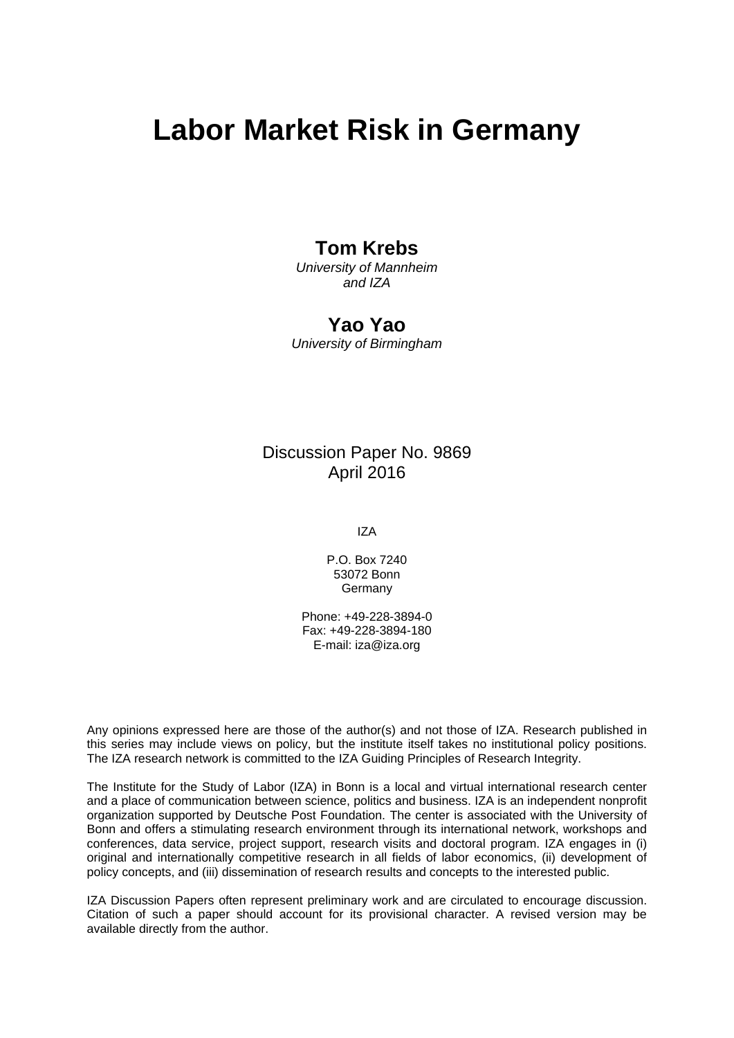# Labor Market Risk in Germany

**Tom Krebs**
*University of Mannheim*
*and IZA*

**Yao Yao**
*University of Birmingham*

Discussion Paper No. 9869
April 2016

IZA

P.O. Box 7240
53072 Bonn
Germany

Phone: +49-228-3894-0
Fax: +49-228-3894-180
E-mail: iza@iza.org

Any opinions expressed here are those of the author(s) and not those of IZA. Research published in this series may include views on policy, but the institute itself takes no institutional policy positions. The IZA research network is committed to the IZA Guiding Principles of Research Integrity.

The Institute for the Study of Labor (IZA) in Bonn is a local and virtual international research center and a place of communication between science, politics and business. IZA is an independent nonprofit organization supported by Deutsche Post Foundation. The center is associated with the University of Bonn and offers a stimulating research environment through its international network, workshops and conferences, data service, project support, research visits and doctoral program. IZA engages in (i) original and internationally competitive research in all fields of labor economics, (ii) development of policy concepts, and (iii) dissemination of research results and concepts to the interested public.

IZA Discussion Papers often represent preliminary work and are circulated to encourage discussion. Citation of such a paper should account for its provisional character. A revised version may be available directly from the author.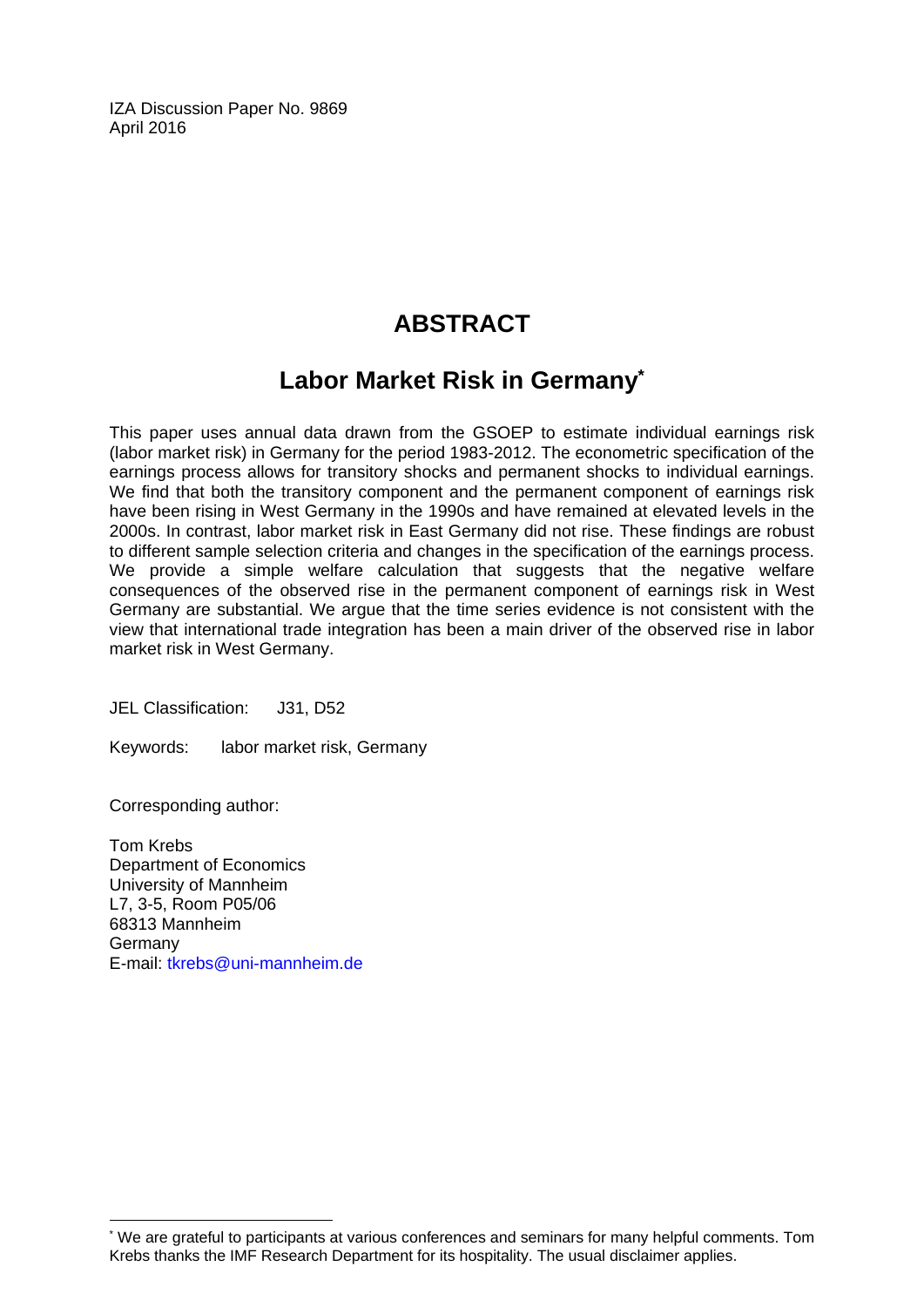IZA Discussion Paper No. 9869
April 2016

# ABSTRACT

## Labor Market Risk in Germany*

This paper uses annual data drawn from the GSOEP to estimate individual earnings risk (labor market risk) in Germany for the period 1983-2012. The econometric specification of the earnings process allows for transitory shocks and permanent shocks to individual earnings. We find that both the transitory component and the permanent component of earnings risk have been rising in West Germany in the 1990s and have remained at elevated levels in the 2000s. In contrast, labor market risk in East Germany did not rise. These findings are robust to different sample selection criteria and changes in the specification of the earnings process. We provide a simple welfare calculation that suggests that the negative welfare consequences of the observed rise in the permanent component of earnings risk in West Germany are substantial. We argue that the time series evidence is not consistent with the view that international trade integration has been a main driver of the observed rise in labor market risk in West Germany.

JEL Classification: J31, D52

Keywords: labor market risk, Germany

Corresponding author:

Tom Krebs
Department of Economics
University of Mannheim
L7, 3-5, Room P05/06
68313 Mannheim
Germany
E-mail: tkrebs@uni-mannheim.de

---

* We are grateful to participants at various conferences and seminars for many helpful comments. Tom Krebs thanks the IMF Research Department for its hospitality. The usual disclaimer applies.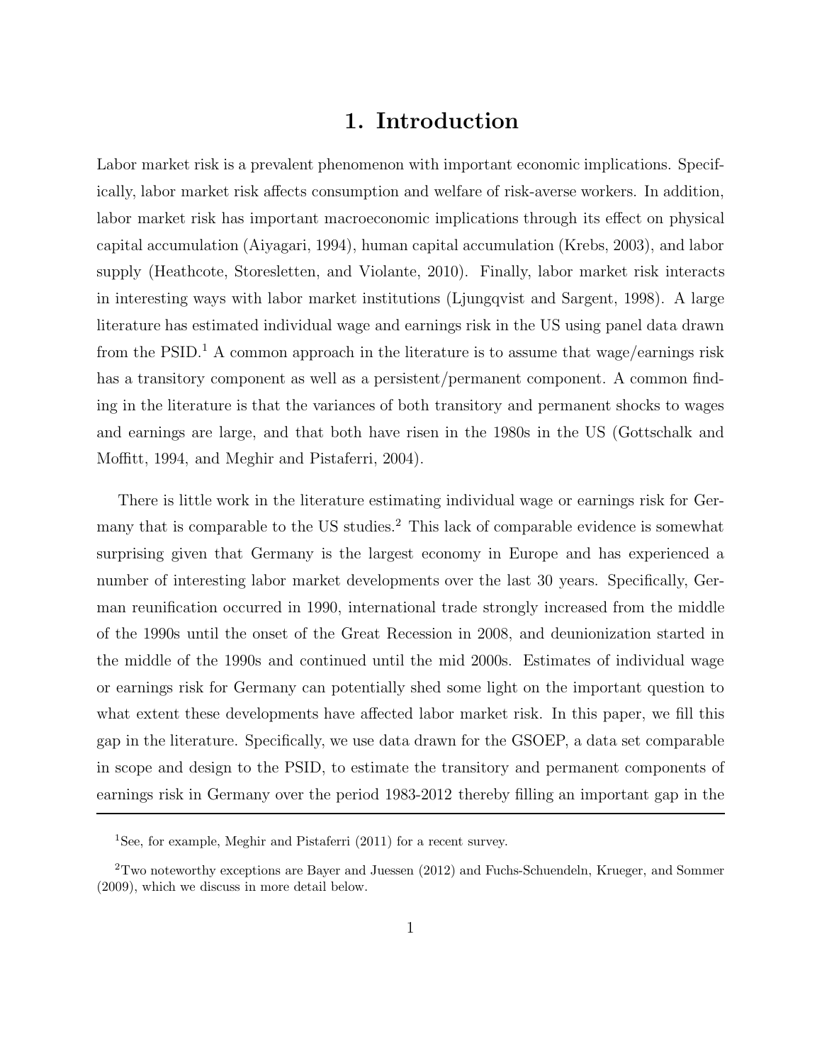# 1. Introduction

Labor market risk is a prevalent phenomenon with important economic implications. Specifically, labor market risk affects consumption and welfare of risk-averse workers. In addition, labor market risk has important macroeconomic implications through its effect on physical capital accumulation (Aiyagari, 1994), human capital accumulation (Krebs, 2003), and labor supply (Heathcote, Storesletten, and Violante, 2010). Finally, labor market risk interacts in interesting ways with labor market institutions (Ljungqvist and Sargent, 1998). A large literature has estimated individual wage and earnings risk in the US using panel data drawn from the PSID.[1] A common approach in the literature is to assume that wage/earnings risk has a transitory component as well as a persistent/permanent component. A common finding in the literature is that the variances of both transitory and permanent shocks to wages and earnings are large, and that both have risen in the 1980s in the US (Gottschalk and Moffitt, 1994, and Meghir and Pistaferri, 2004).

There is little work in the literature estimating individual wage or earnings risk for Germany that is comparable to the US studies.[2] This lack of comparable evidence is somewhat surprising given that Germany is the largest economy in Europe and has experienced a number of interesting labor market developments over the last 30 years. Specifically, German reunification occurred in 1990, international trade strongly increased from the middle of the 1990s until the onset of the Great Recession in 2008, and deunionization started in the middle of the 1990s and continued until the mid 2000s. Estimates of individual wage or earnings risk for Germany can potentially shed some light on the important question to what extent these developments have affected labor market risk. In this paper, we fill this gap in the literature. Specifically, we use data drawn for the GSOEP, a data set comparable in scope and design to the PSID, to estimate the transitory and permanent components of earnings risk in Germany over the period 1983-2012 thereby filling an important gap in the

[1] See, for example, Meghir and Pistaferri (2011) for a recent survey.

[2] Two noteworthy exceptions are Bayer and Juessen (2012) and Fuchs-Schuendeln, Krueger, and Sommer (2009), which we discuss in more detail below.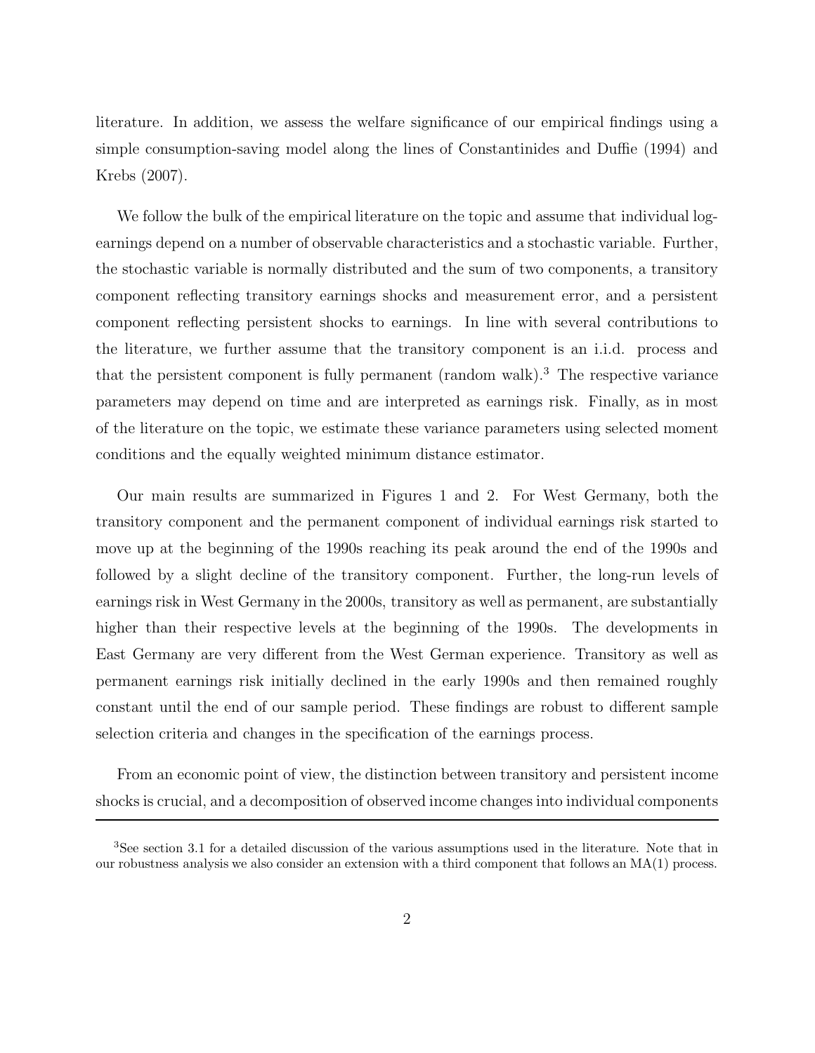literature. In addition, we assess the welfare significance of our empirical findings using a simple consumption-saving model along the lines of Constantinides and Duffie (1994) and Krebs (2007).

We follow the bulk of the empirical literature on the topic and assume that individual log-earnings depend on a number of observable characteristics and a stochastic variable. Further, the stochastic variable is normally distributed and the sum of two components, a transitory component reflecting transitory earnings shocks and measurement error, and a persistent component reflecting persistent shocks to earnings. In line with several contributions to the literature, we further assume that the transitory component is an i.i.d. process and that the persistent component is fully permanent (random walk).[3] The respective variance parameters may depend on time and are interpreted as earnings risk. Finally, as in most of the literature on the topic, we estimate these variance parameters using selected moment conditions and the equally weighted minimum distance estimator.

Our main results are summarized in Figures 1 and 2. For West Germany, both the transitory component and the permanent component of individual earnings risk started to move up at the beginning of the 1990s reaching its peak around the end of the 1990s and followed by a slight decline of the transitory component. Further, the long-run levels of earnings risk in West Germany in the 2000s, transitory as well as permanent, are substantially higher than their respective levels at the beginning of the 1990s. The developments in East Germany are very different from the West German experience. Transitory as well as permanent earnings risk initially declined in the early 1990s and then remained roughly constant until the end of our sample period. These findings are robust to different sample selection criteria and changes in the specification of the earnings process.

From an economic point of view, the distinction between transitory and persistent income shocks is crucial, and a decomposition of observed income changes into individual components

---

[3] See section 3.1 for a detailed discussion of the various assumptions used in the literature. Note that in our robustness analysis we also consider an extension with a third component that follows an MA(1) process.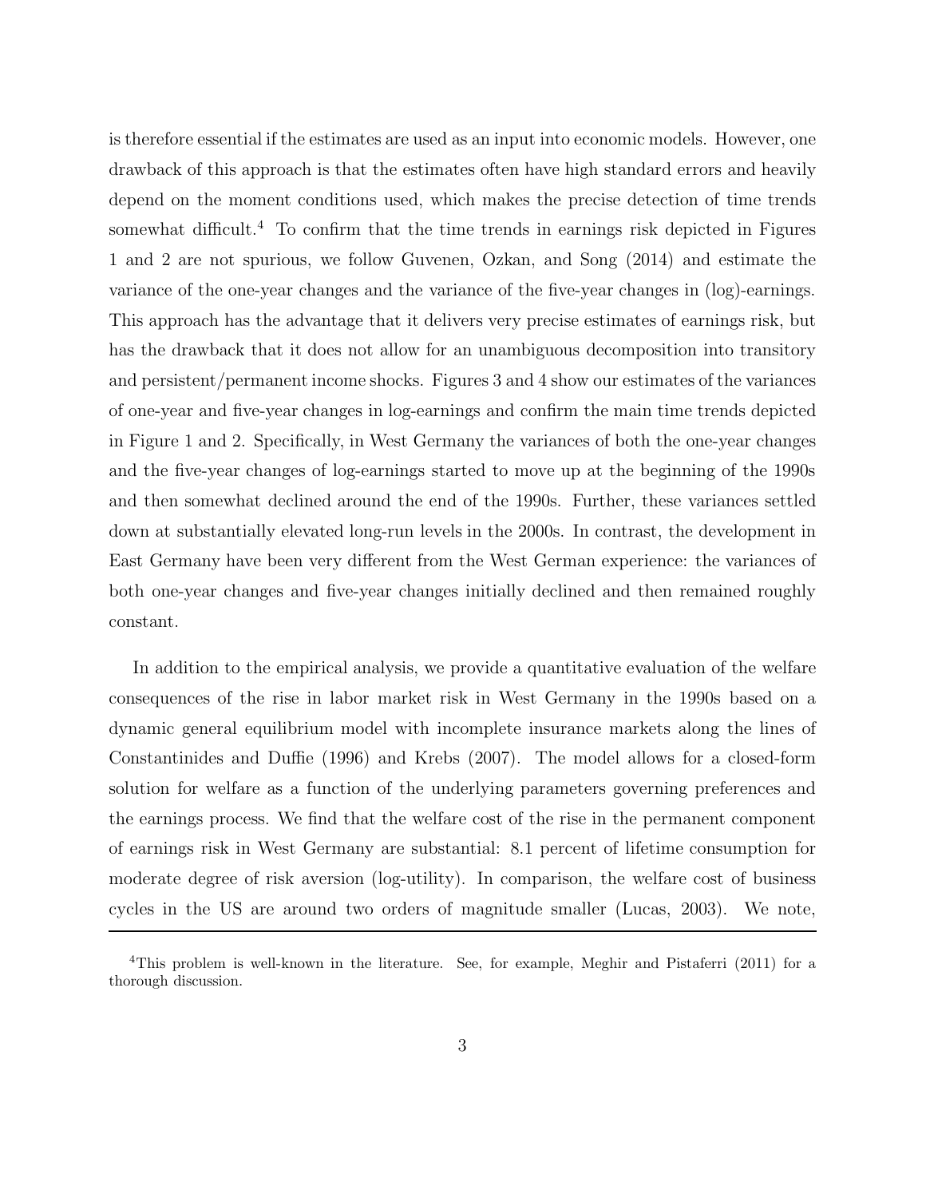is therefore essential if the estimates are used as an input into economic models. However, one drawback of this approach is that the estimates often have high standard errors and heavily depend on the moment conditions used, which makes the precise detection of time trends somewhat difficult.[4] To confirm that the time trends in earnings risk depicted in Figures 1 and 2 are not spurious, we follow Guvenen, Ozkan, and Song (2014) and estimate the variance of the one-year changes and the variance of the five-year changes in (log)-earnings. This approach has the advantage that it delivers very precise estimates of earnings risk, but has the drawback that it does not allow for an unambiguous decomposition into transitory and persistent/permanent income shocks. Figures 3 and 4 show our estimates of the variances of one-year and five-year changes in log-earnings and confirm the main time trends depicted in Figure 1 and 2. Specifically, in West Germany the variances of both the one-year changes and the five-year changes of log-earnings started to move up at the beginning of the 1990s and then somewhat declined around the end of the 1990s. Further, these variances settled down at substantially elevated long-run levels in the 2000s. In contrast, the development in East Germany have been very different from the West German experience: the variances of both one-year changes and five-year changes initially declined and then remained roughly constant.

In addition to the empirical analysis, we provide a quantitative evaluation of the welfare consequences of the rise in labor market risk in West Germany in the 1990s based on a dynamic general equilibrium model with incomplete insurance markets along the lines of Constantinides and Duffie (1996) and Krebs (2007). The model allows for a closed-form solution for welfare as a function of the underlying parameters governing preferences and the earnings process. We find that the welfare cost of the rise in the permanent component of earnings risk in West Germany are substantial: 8.1 percent of lifetime consumption for moderate degree of risk aversion (log-utility). In comparison, the welfare cost of business cycles in the US are around two orders of magnitude smaller (Lucas, 2003). We note,

[4] This problem is well-known in the literature. See, for example, Meghir and Pistaferri (2011) for a thorough discussion.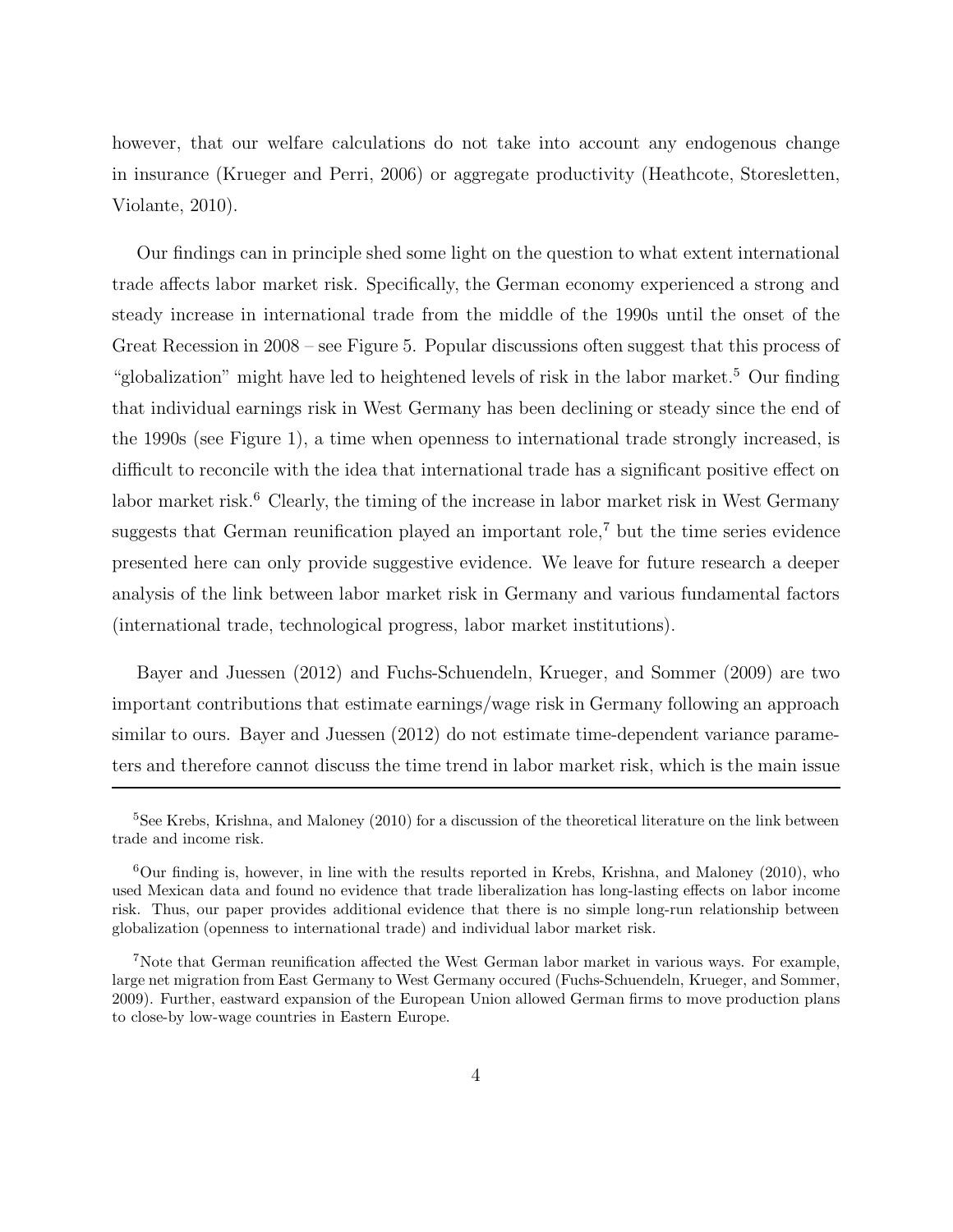however, that our welfare calculations do not take into account any endogenous change in insurance (Krueger and Perri, 2006) or aggregate productivity (Heathcote, Storesletten, Violante, 2010).

Our findings can in principle shed some light on the question to what extent international trade affects labor market risk. Specifically, the German economy experienced a strong and steady increase in international trade from the middle of the 1990s until the onset of the Great Recession in 2008 – see Figure 5. Popular discussions often suggest that this process of "globalization" might have led to heightened levels of risk in the labor market.[5] Our finding that individual earnings risk in West Germany has been declining or steady since the end of the 1990s (see Figure 1), a time when openness to international trade strongly increased, is difficult to reconcile with the idea that international trade has a significant positive effect on labor market risk.[6] Clearly, the timing of the increase in labor market risk in West Germany suggests that German reunification played an important role,[7] but the time series evidence presented here can only provide suggestive evidence. We leave for future research a deeper analysis of the link between labor market risk in Germany and various fundamental factors (international trade, technological progress, labor market institutions).

Bayer and Juessen (2012) and Fuchs-Schuendeln, Krueger, and Sommer (2009) are two important contributions that estimate earnings/wage risk in Germany following an approach similar to ours. Bayer and Juessen (2012) do not estimate time-dependent variance parameters and therefore cannot discuss the time trend in labor market risk, which is the main issue

---

[5] See Krebs, Krishna, and Maloney (2010) for a discussion of the theoretical literature on the link between trade and income risk.

[6] Our finding is, however, in line with the results reported in Krebs, Krishna, and Maloney (2010), who used Mexican data and found no evidence that trade liberalization has long-lasting effects on labor income risk. Thus, our paper provides additional evidence that there is no simple long-run relationship between globalization (openness to international trade) and individual labor market risk.

[7] Note that German reunification affected the West German labor market in various ways. For example, large net migration from East Germany to West Germany occured (Fuchs-Schuendeln, Krueger, and Sommer, 2009). Further, eastward expansion of the European Union allowed German firms to move production plans to close-by low-wage countries in Eastern Europe.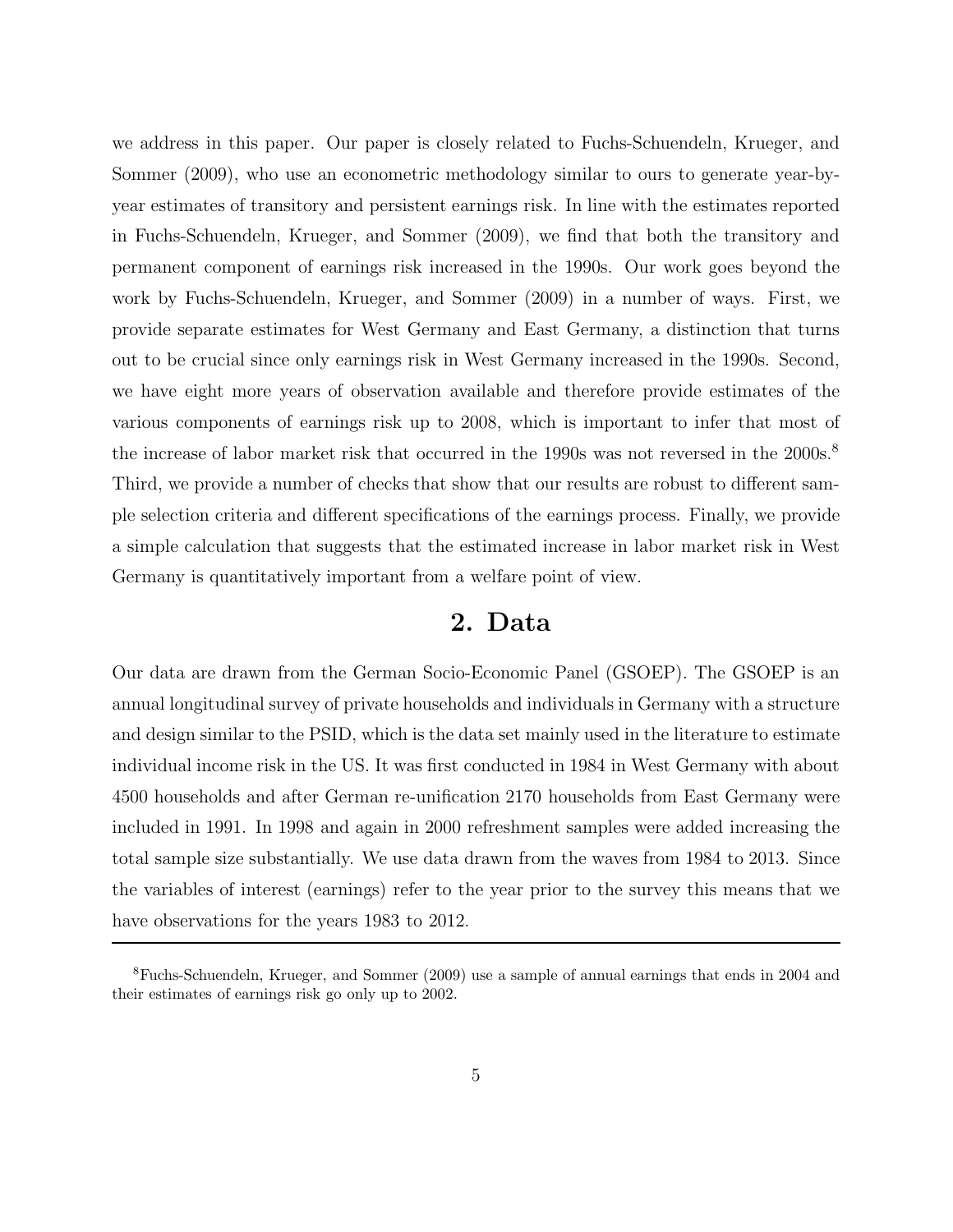we address in this paper. Our paper is closely related to Fuchs-Schuendeln, Krueger, and Sommer (2009), who use an econometric methodology similar to ours to generate year-by-year estimates of transitory and persistent earnings risk. In line with the estimates reported in Fuchs-Schuendeln, Krueger, and Sommer (2009), we find that both the transitory and permanent component of earnings risk increased in the 1990s. Our work goes beyond the work by Fuchs-Schuendeln, Krueger, and Sommer (2009) in a number of ways. First, we provide separate estimates for West Germany and East Germany, a distinction that turns out to be crucial since only earnings risk in West Germany increased in the 1990s. Second, we have eight more years of observation available and therefore provide estimates of the various components of earnings risk up to 2008, which is important to infer that most of the increase of labor market risk that occurred in the 1990s was not reversed in the 2000s.[8] Third, we provide a number of checks that show that our results are robust to different sample selection criteria and different specifications of the earnings process. Finally, we provide a simple calculation that suggests that the estimated increase in labor market risk in West Germany is quantitatively important from a welfare point of view.

## 2. Data

Our data are drawn from the German Socio-Economic Panel (GSOEP). The GSOEP is an annual longitudinal survey of private households and individuals in Germany with a structure and design similar to the PSID, which is the data set mainly used in the literature to estimate individual income risk in the US. It was first conducted in 1984 in West Germany with about 4500 households and after German re-unification 2170 households from East Germany were included in 1991. In 1998 and again in 2000 refreshment samples were added increasing the total sample size substantially. We use data drawn from the waves from 1984 to 2013. Since the variables of interest (earnings) refer to the year prior to the survey this means that we have observations for the years 1983 to 2012.

---

[8] Fuchs-Schuendeln, Krueger, and Sommer (2009) use a sample of annual earnings that ends in 2004 and their estimates of earnings risk go only up to 2002.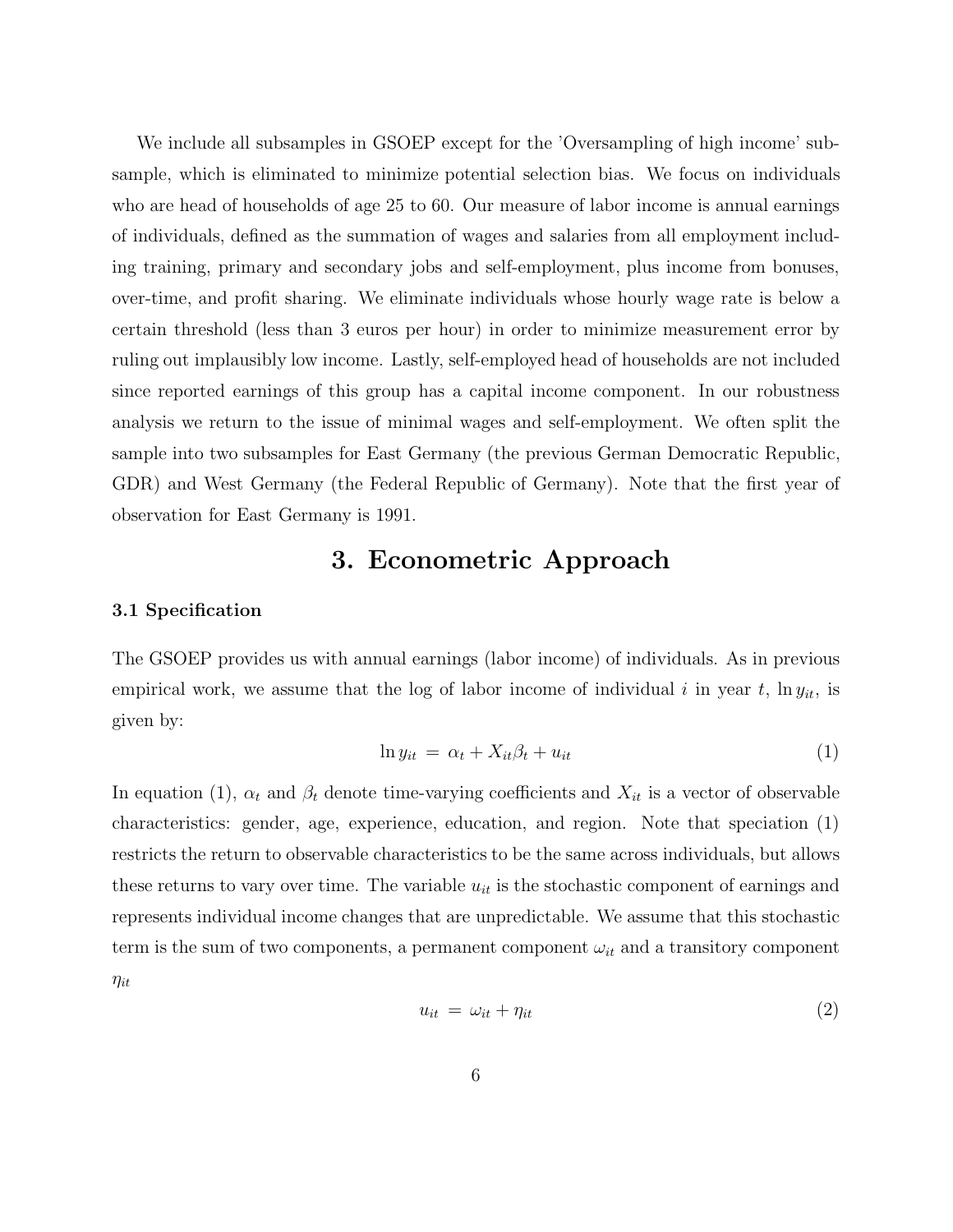We include all subsamples in GSOEP except for the 'Oversampling of high income' subsample, which is eliminated to minimize potential selection bias. We focus on individuals who are head of households of age 25 to 60. Our measure of labor income is annual earnings of individuals, defined as the summation of wages and salaries from all employment including training, primary and secondary jobs and self-employment, plus income from bonuses, over-time, and profit sharing. We eliminate individuals whose hourly wage rate is below a certain threshold (less than 3 euros per hour) in order to minimize measurement error by ruling out implausibly low income. Lastly, self-employed head of households are not included since reported earnings of this group has a capital income component. In our robustness analysis we return to the issue of minimal wages and self-employment. We often split the sample into two subsamples for East Germany (the previous German Democratic Republic, GDR) and West Germany (the Federal Republic of Germany). Note that the first year of observation for East Germany is 1991.

# 3. Econometric Approach

### 3.1 Specification

The GSOEP provides us with annual earnings (labor income) of individuals. As in previous empirical work, we assume that the log of labor income of individual $i$ in year $t$, $\ln y_{it}$, is given by:

$$\ln y_{it} \;=\; \alpha_t + X_{it}\beta_t + u_{it} \tag{1}$$

In equation (1), $\alpha_t$ and $\beta_t$ denote time-varying coefficients and $X_{it}$ is a vector of observable characteristics: gender, age, experience, education, and region. Note that speciation (1) restricts the return to observable characteristics to be the same across individuals, but allows these returns to vary over time. The variable $u_{it}$ is the stochastic component of earnings and represents individual income changes that are unpredictable. We assume that this stochastic term is the sum of two components, a permanent component $\omega_{it}$ and a transitory component $\eta_{it}$

$$u_{it} \;=\; \omega_{it} + \eta_{it} \tag{2}$$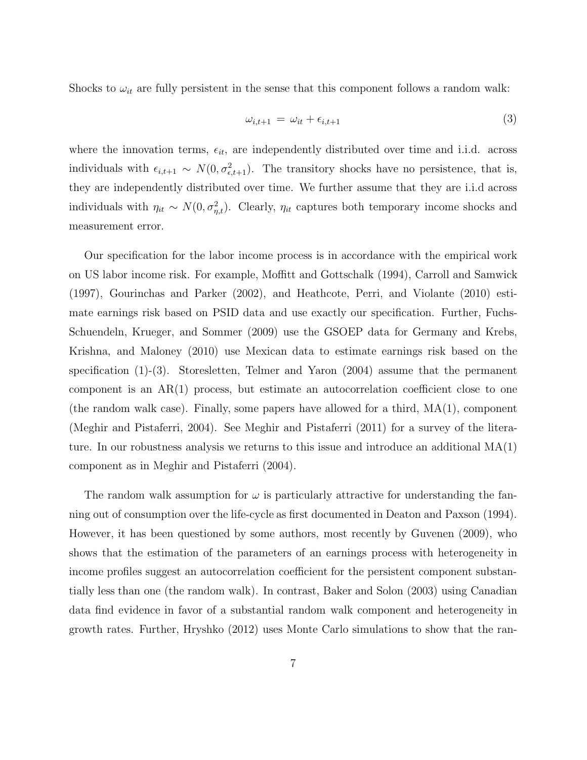Shocks to $\omega_{it}$ are fully persistent in the sense that this component follows a random walk:

$$\omega_{i,t+1} = \omega_{it} + \epsilon_{i,t+1} \tag{3}$$

where the innovation terms, $\epsilon_{it}$, are independently distributed over time and i.i.d. across individuals with $\epsilon_{i,t+1} \sim N(0, \sigma^2_{\epsilon,t+1})$. The transitory shocks have no persistence, that is, they are independently distributed over time. We further assume that they are i.i.d across individuals with $\eta_{it} \sim N(0, \sigma^2_{\eta,t})$. Clearly, $\eta_{it}$ captures both temporary income shocks and measurement error.

Our specification for the labor income process is in accordance with the empirical work on US labor income risk. For example, Moffitt and Gottschalk (1994), Carroll and Samwick (1997), Gourinchas and Parker (2002), and Heathcote, Perri, and Violante (2010) estimate earnings risk based on PSID data and use exactly our specification. Further, Fuchs-Schuendeln, Krueger, and Sommer (2009) use the GSOEP data for Germany and Krebs, Krishna, and Maloney (2010) use Mexican data to estimate earnings risk based on the specification (1)-(3). Storesletten, Telmer and Yaron (2004) assume that the permanent component is an AR(1) process, but estimate an autocorrelation coefficient close to one (the random walk case). Finally, some papers have allowed for a third, MA(1), component (Meghir and Pistaferri, 2004). See Meghir and Pistaferri (2011) for a survey of the literature. In our robustness analysis we returns to this issue and introduce an additional MA(1) component as in Meghir and Pistaferri (2004).

The random walk assumption for $\omega$ is particularly attractive for understanding the fanning out of consumption over the life-cycle as first documented in Deaton and Paxson (1994). However, it has been questioned by some authors, most recently by Guvenen (2009), who shows that the estimation of the parameters of an earnings process with heterogeneity in income profiles suggest an autocorrelation coefficient for the persistent component substantially less than one (the random walk). In contrast, Baker and Solon (2003) using Canadian data find evidence in favor of a substantial random walk component and heterogeneity in growth rates. Further, Hryshko (2012) uses Monte Carlo simulations to show that the ran-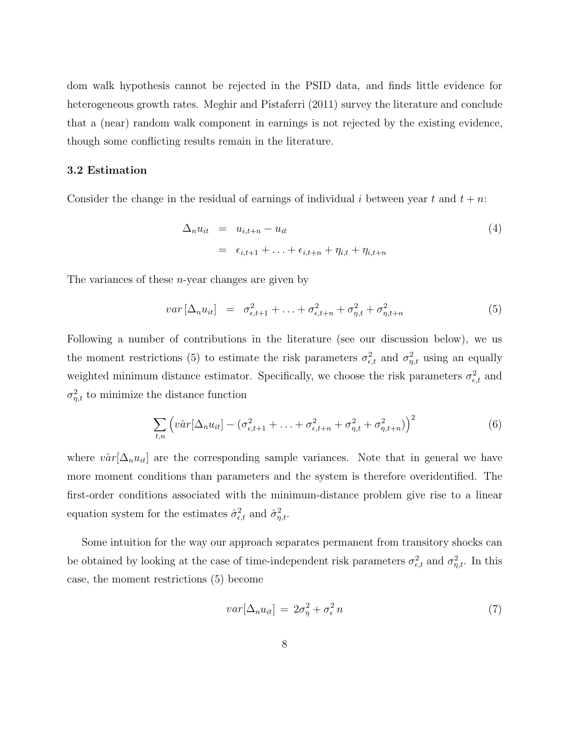dom walk hypothesis cannot be rejected in the PSID data, and finds little evidence for heterogeneous growth rates. Meghir and Pistaferri (2011) survey the literature and conclude that a (near) random walk component in earnings is not rejected by the existing evidence, though some conflicting results remain in the literature.

### 3.2 Estimation

Consider the change in the residual of earnings of individual $i$ between year $t$ and $t+n$:

$$\begin{aligned} \Delta_n u_{it} &= u_{i,t+n} - u_{it} \\ &= \epsilon_{i,t+1} + \ldots + \epsilon_{i,t+n} + \eta_{i,t} + \eta_{i,t+n} \end{aligned} \tag{4}$$

The variances of these $n$-year changes are given by

$$var\left[\Delta_n u_{it}\right] = \sigma^2_{\epsilon,t+1} + \ldots + \sigma^2_{\epsilon,t+n} + \sigma^2_{\eta,t} + \sigma^2_{\eta,t+n} \tag{5}$$

Following a number of contributions in the literature (see our discussion below), we us the moment restrictions (5) to estimate the risk parameters $\sigma^2_{\epsilon,t}$ and $\sigma^2_{\eta,t}$ using an equally weighted minimum distance estimator. Specifically, we choose the risk parameters $\sigma^2_{\epsilon,t}$ and $\sigma^2_{\eta,t}$ to minimize the distance function

$$\sum_{t,n} \left( v\hat{a}r[\Delta_n u_{it}] - (\sigma^2_{\epsilon,t+1} + \ldots + \sigma^2_{\epsilon,t+n} + \sigma^2_{\eta,t} + \sigma^2_{\eta,t+n}) \right)^2 \tag{6}$$

where $v\hat{a}r[\Delta_n u_{it}]$ are the corresponding sample variances. Note that in general we have more moment conditions than parameters and the system is therefore overidentified. The first-order conditions associated with the minimum-distance problem give rise to a linear equation system for the estimates $\hat{\sigma}^2_{\epsilon,t}$ and $\hat{\sigma}^2_{\eta,t}$.

Some intuition for the way our approach separates permanent from transitory shocks can be obtained by looking at the case of time-independent risk parameters $\sigma^2_{\epsilon,t}$ and $\sigma^2_{\eta,t}$. In this case, the moment restrictions (5) become

$$var[\Delta_n u_{it}] = 2\sigma^2_{\eta} + \sigma^2_{\epsilon}\, n \tag{7}$$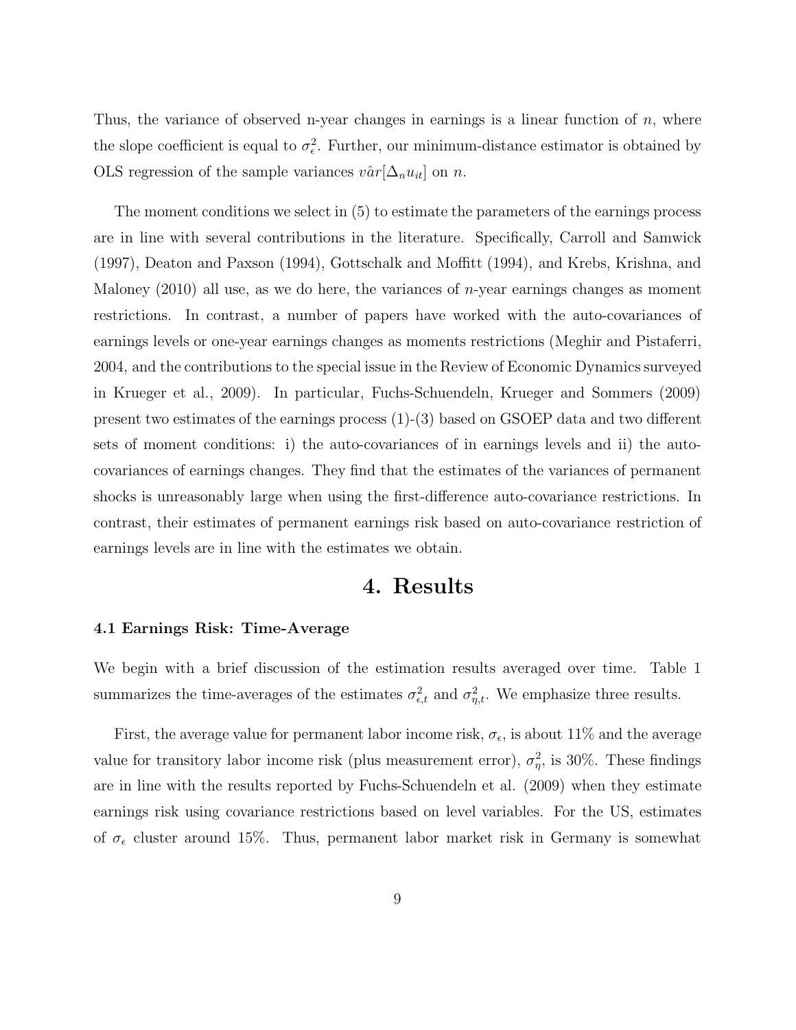Thus, the variance of observed n-year changes in earnings is a linear function of $n$, where the slope coefficient is equal to $\sigma_\epsilon^2$. Further, our minimum-distance estimator is obtained by OLS regression of the sample variances $v\hat{a}r[\Delta_n u_{it}]$ on $n$.

The moment conditions we select in (5) to estimate the parameters of the earnings process are in line with several contributions in the literature. Specifically, Carroll and Samwick (1997), Deaton and Paxson (1994), Gottschalk and Moffitt (1994), and Krebs, Krishna, and Maloney (2010) all use, as we do here, the variances of $n$-year earnings changes as moment restrictions. In contrast, a number of papers have worked with the auto-covariances of earnings levels or one-year earnings changes as moments restrictions (Meghir and Pistaferri, 2004, and the contributions to the special issue in the Review of Economic Dynamics surveyed in Krueger et al., 2009). In particular, Fuchs-Schuendeln, Krueger and Sommers (2009) present two estimates of the earnings process (1)-(3) based on GSOEP data and two different sets of moment conditions: i) the auto-covariances of in earnings levels and ii) the auto-covariances of earnings changes. They find that the estimates of the variances of permanent shocks is unreasonably large when using the first-difference auto-covariance restrictions. In contrast, their estimates of permanent earnings risk based on auto-covariance restriction of earnings levels are in line with the estimates we obtain.

# 4. Results

### 4.1 Earnings Risk: Time-Average

We begin with a brief discussion of the estimation results averaged over time. Table 1 summarizes the time-averages of the estimates $\sigma_{\epsilon,t}^2$ and $\sigma_{\eta,t}^2$. We emphasize three results.

First, the average value for permanent labor income risk, $\sigma_\epsilon$, is about 11% and the average value for transitory labor income risk (plus measurement error), $\sigma_\eta^2$, is 30%. These findings are in line with the results reported by Fuchs-Schuendeln et al. (2009) when they estimate earnings risk using covariance restrictions based on level variables. For the US, estimates of $\sigma_\epsilon$ cluster around 15%. Thus, permanent labor market risk in Germany is somewhat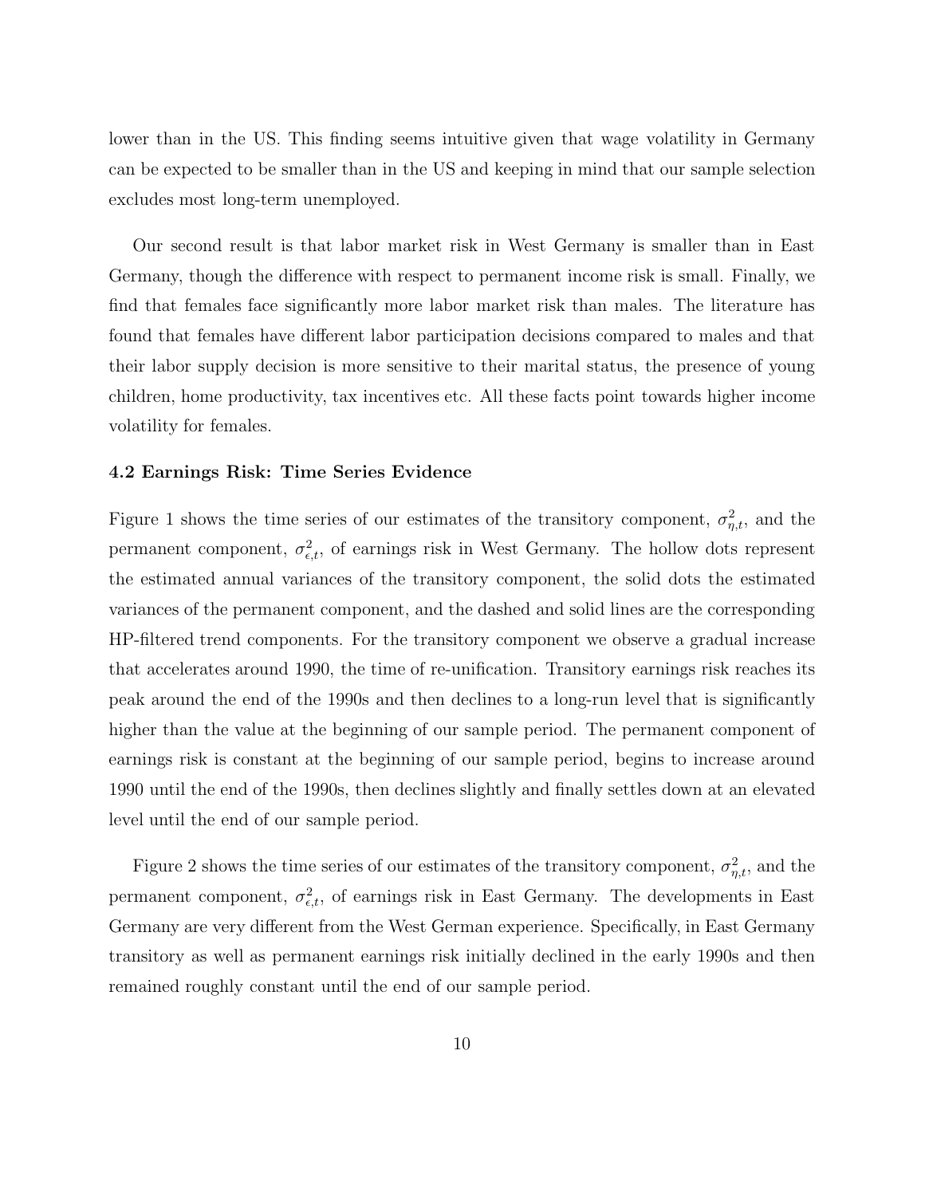lower than in the US. This finding seems intuitive given that wage volatility in Germany can be expected to be smaller than in the US and keeping in mind that our sample selection excludes most long-term unemployed.

Our second result is that labor market risk in West Germany is smaller than in East Germany, though the difference with respect to permanent income risk is small. Finally, we find that females face significantly more labor market risk than males. The literature has found that females have different labor participation decisions compared to males and that their labor supply decision is more sensitive to their marital status, the presence of young children, home productivity, tax incentives etc. All these facts point towards higher income volatility for females.

### 4.2 Earnings Risk: Time Series Evidence

Figure 1 shows the time series of our estimates of the transitory component, $\sigma^2_{\eta,t}$, and the permanent component, $\sigma^2_{\epsilon,t}$, of earnings risk in West Germany. The hollow dots represent the estimated annual variances of the transitory component, the solid dots the estimated variances of the permanent component, and the dashed and solid lines are the corresponding HP-filtered trend components. For the transitory component we observe a gradual increase that accelerates around 1990, the time of re-unification. Transitory earnings risk reaches its peak around the end of the 1990s and then declines to a long-run level that is significantly higher than the value at the beginning of our sample period. The permanent component of earnings risk is constant at the beginning of our sample period, begins to increase around 1990 until the end of the 1990s, then declines slightly and finally settles down at an elevated level until the end of our sample period.

Figure 2 shows the time series of our estimates of the transitory component, $\sigma^2_{\eta,t}$, and the permanent component, $\sigma^2_{\epsilon,t}$, of earnings risk in East Germany. The developments in East Germany are very different from the West German experience. Specifically, in East Germany transitory as well as permanent earnings risk initially declined in the early 1990s and then remained roughly constant until the end of our sample period.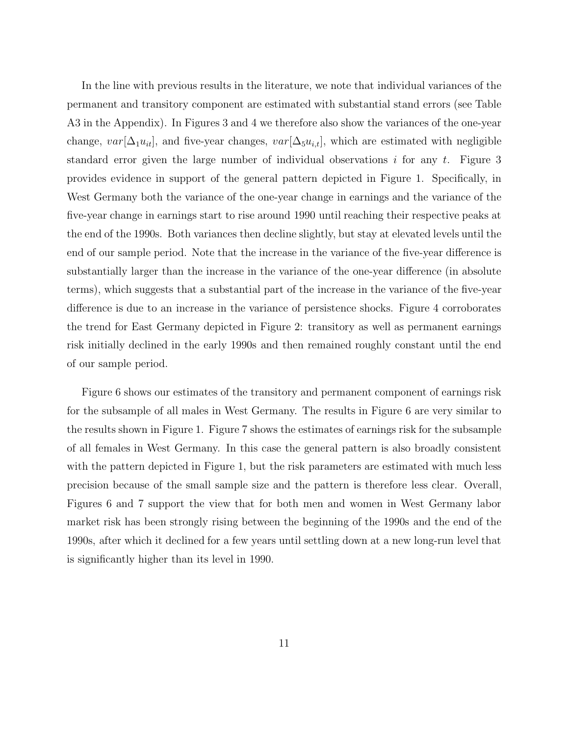In the line with previous results in the literature, we note that individual variances of the permanent and transitory component are estimated with substantial stand errors (see Table A3 in the Appendix). In Figures 3 and 4 we therefore also show the variances of the one-year change, $var[\Delta_1 u_{it}]$, and five-year changes, $var[\Delta_5 u_{i,t}]$, which are estimated with negligible standard error given the large number of individual observations $i$ for any $t$. Figure 3 provides evidence in support of the general pattern depicted in Figure 1. Specifically, in West Germany both the variance of the one-year change in earnings and the variance of the five-year change in earnings start to rise around 1990 until reaching their respective peaks at the end of the 1990s. Both variances then decline slightly, but stay at elevated levels until the end of our sample period. Note that the increase in the variance of the five-year difference is substantially larger than the increase in the variance of the one-year difference (in absolute terms), which suggests that a substantial part of the increase in the variance of the five-year difference is due to an increase in the variance of persistence shocks. Figure 4 corroborates the trend for East Germany depicted in Figure 2: transitory as well as permanent earnings risk initially declined in the early 1990s and then remained roughly constant until the end of our sample period.

Figure 6 shows our estimates of the transitory and permanent component of earnings risk for the subsample of all males in West Germany. The results in Figure 6 are very similar to the results shown in Figure 1. Figure 7 shows the estimates of earnings risk for the subsample of all females in West Germany. In this case the general pattern is also broadly consistent with the pattern depicted in Figure 1, but the risk parameters are estimated with much less precision because of the small sample size and the pattern is therefore less clear. Overall, Figures 6 and 7 support the view that for both men and women in West Germany labor market risk has been strongly rising between the beginning of the 1990s and the end of the 1990s, after which it declined for a few years until settling down at a new long-run level that is significantly higher than its level in 1990.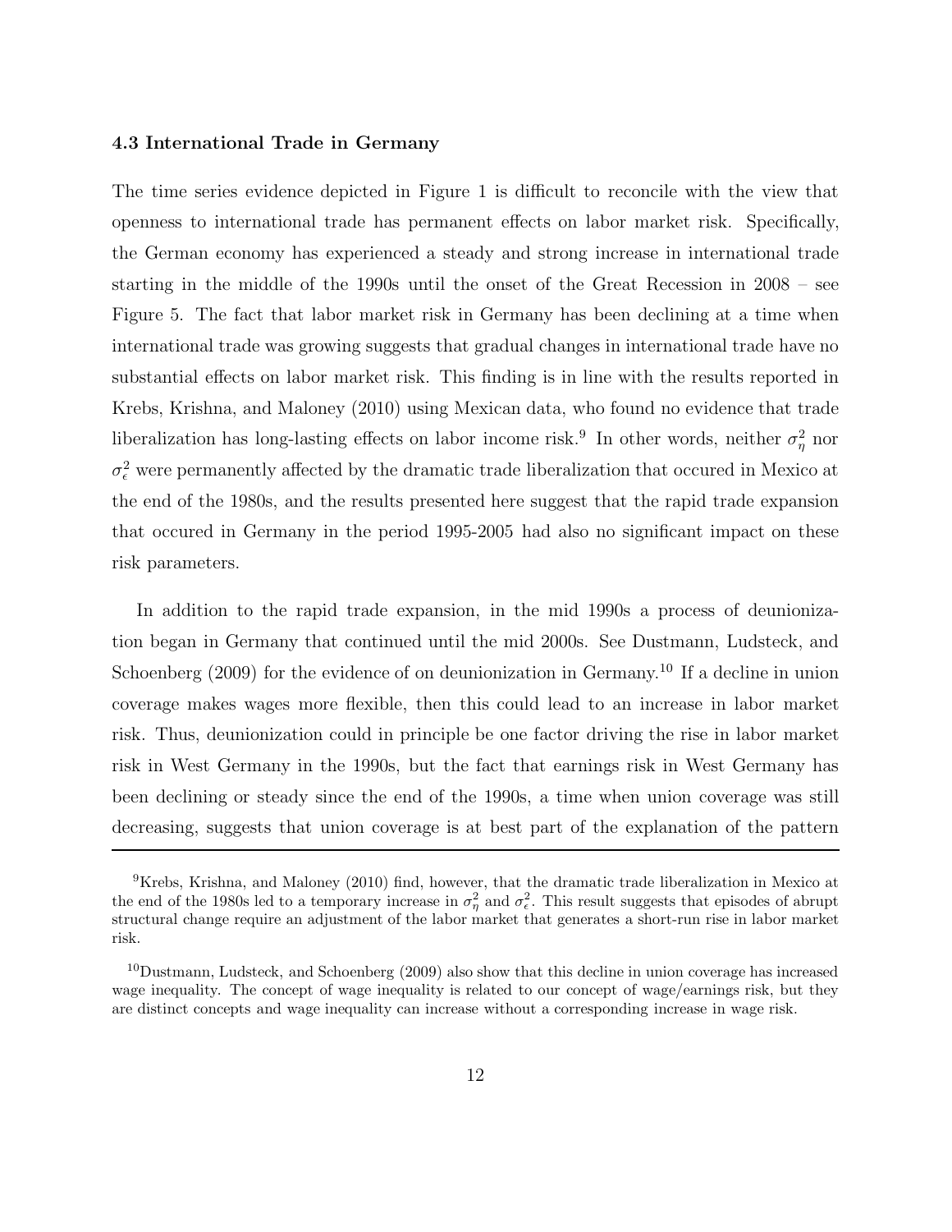### 4.3 International Trade in Germany

The time series evidence depicted in Figure 1 is difficult to reconcile with the view that openness to international trade has permanent effects on labor market risk. Specifically, the German economy has experienced a steady and strong increase in international trade starting in the middle of the 1990s until the onset of the Great Recession in 2008 – see Figure 5. The fact that labor market risk in Germany has been declining at a time when international trade was growing suggests that gradual changes in international trade have no substantial effects on labor market risk. This finding is in line with the results reported in Krebs, Krishna, and Maloney (2010) using Mexican data, who found no evidence that trade liberalization has long-lasting effects on labor income risk.[9] In other words, neither $\sigma_\eta^2$ nor $\sigma_\epsilon^2$ were permanently affected by the dramatic trade liberalization that occured in Mexico at the end of the 1980s, and the results presented here suggest that the rapid trade expansion that occured in Germany in the period 1995-2005 had also no significant impact on these risk parameters.

In addition to the rapid trade expansion, in the mid 1990s a process of deunionization began in Germany that continued until the mid 2000s. See Dustmann, Ludsteck, and Schoenberg (2009) for the evidence of on deunionization in Germany.[10] If a decline in union coverage makes wages more flexible, then this could lead to an increase in labor market risk. Thus, deunionization could in principle be one factor driving the rise in labor market risk in West Germany in the 1990s, but the fact that earnings risk in West Germany has been declining or steady since the end of the 1990s, a time when union coverage was still decreasing, suggests that union coverage is at best part of the explanation of the pattern

---

[9] Krebs, Krishna, and Maloney (2010) find, however, that the dramatic trade liberalization in Mexico at the end of the 1980s led to a temporary increase in $\sigma_\eta^2$ and $\sigma_\epsilon^2$. This result suggests that episodes of abrupt structural change require an adjustment of the labor market that generates a short-run rise in labor market risk.

[10] Dustmann, Ludsteck, and Schoenberg (2009) also show that this decline in union coverage has increased wage inequality. The concept of wage inequality is related to our concept of wage/earnings risk, but they are distinct concepts and wage inequality can increase without a corresponding increase in wage risk.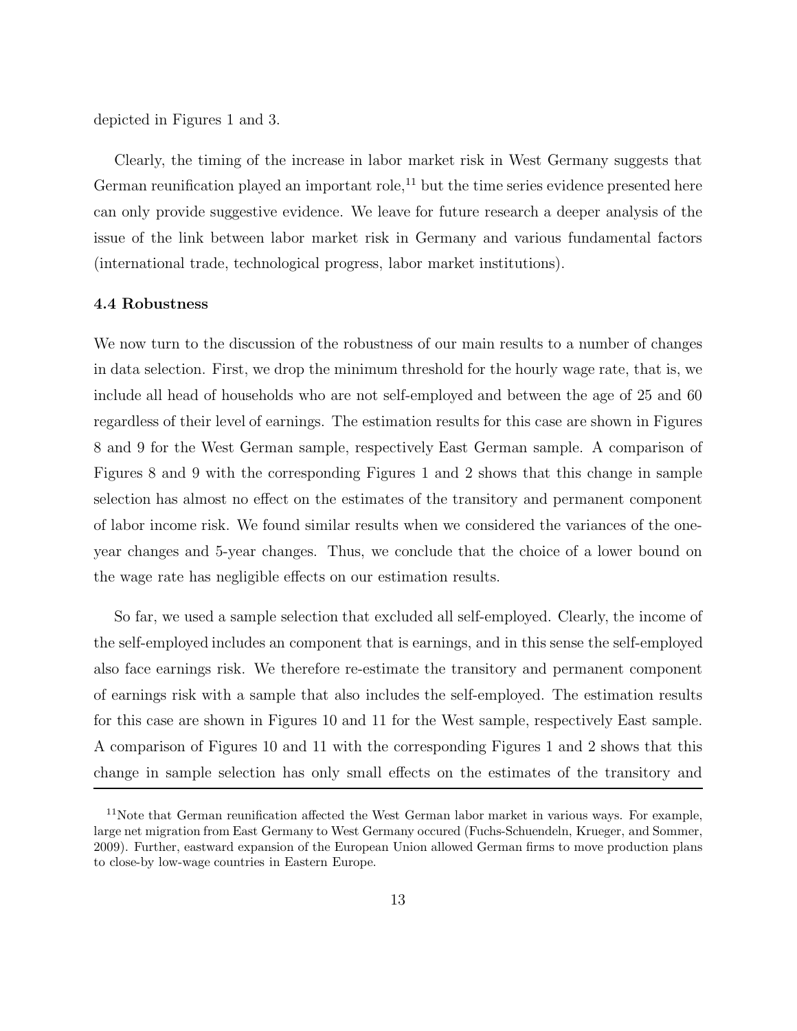depicted in Figures 1 and 3.

Clearly, the timing of the increase in labor market risk in West Germany suggests that German reunification played an important role,[11] but the time series evidence presented here can only provide suggestive evidence. We leave for future research a deeper analysis of the issue of the link between labor market risk in Germany and various fundamental factors (international trade, technological progress, labor market institutions).

### 4.4 Robustness

We now turn to the discussion of the robustness of our main results to a number of changes in data selection. First, we drop the minimum threshold for the hourly wage rate, that is, we include all head of households who are not self-employed and between the age of 25 and 60 regardless of their level of earnings. The estimation results for this case are shown in Figures 8 and 9 for the West German sample, respectively East German sample. A comparison of Figures 8 and 9 with the corresponding Figures 1 and 2 shows that this change in sample selection has almost no effect on the estimates of the transitory and permanent component of labor income risk. We found similar results when we considered the variances of the one-year changes and 5-year changes. Thus, we conclude that the choice of a lower bound on the wage rate has negligible effects on our estimation results.

So far, we used a sample selection that excluded all self-employed. Clearly, the income of the self-employed includes an component that is earnings, and in this sense the self-employed also face earnings risk. We therefore re-estimate the transitory and permanent component of earnings risk with a sample that also includes the self-employed. The estimation results for this case are shown in Figures 10 and 11 for the West sample, respectively East sample. A comparison of Figures 10 and 11 with the corresponding Figures 1 and 2 shows that this change in sample selection has only small effects on the estimates of the transitory and

[11]Note that German reunification affected the West German labor market in various ways. For example, large net migration from East Germany to West Germany occured (Fuchs-Schuendeln, Krueger, and Sommer, 2009). Further, eastward expansion of the European Union allowed German firms to move production plans to close-by low-wage countries in Eastern Europe.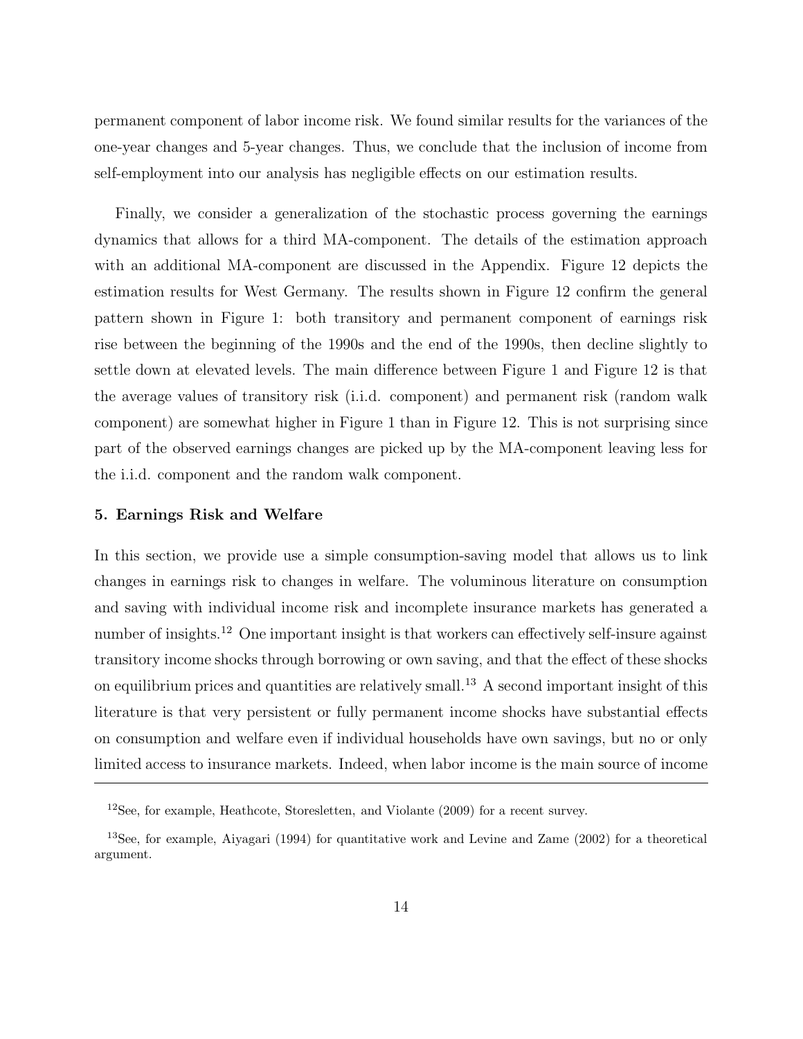permanent component of labor income risk. We found similar results for the variances of the one-year changes and 5-year changes. Thus, we conclude that the inclusion of income from self-employment into our analysis has negligible effects on our estimation results.

Finally, we consider a generalization of the stochastic process governing the earnings dynamics that allows for a third MA-component. The details of the estimation approach with an additional MA-component are discussed in the Appendix. Figure 12 depicts the estimation results for West Germany. The results shown in Figure 12 confirm the general pattern shown in Figure 1: both transitory and permanent component of earnings risk rise between the beginning of the 1990s and the end of the 1990s, then decline slightly to settle down at elevated levels. The main difference between Figure 1 and Figure 12 is that the average values of transitory risk (i.i.d. component) and permanent risk (random walk component) are somewhat higher in Figure 1 than in Figure 12. This is not surprising since part of the observed earnings changes are picked up by the MA-component leaving less for the i.i.d. component and the random walk component.

### 5. Earnings Risk and Welfare

In this section, we provide use a simple consumption-saving model that allows us to link changes in earnings risk to changes in welfare. The voluminous literature on consumption and saving with individual income risk and incomplete insurance markets has generated a number of insights.[12] One important insight is that workers can effectively self-insure against transitory income shocks through borrowing or own saving, and that the effect of these shocks on equilibrium prices and quantities are relatively small.[13] A second important insight of this literature is that very persistent or fully permanent income shocks have substantial effects on consumption and welfare even if individual households have own savings, but no or only limited access to insurance markets. Indeed, when labor income is the main source of income

---

[12] See, for example, Heathcote, Storesletten, and Violante (2009) for a recent survey.

[13] See, for example, Aiyagari (1994) for quantitative work and Levine and Zame (2002) for a theoretical argument.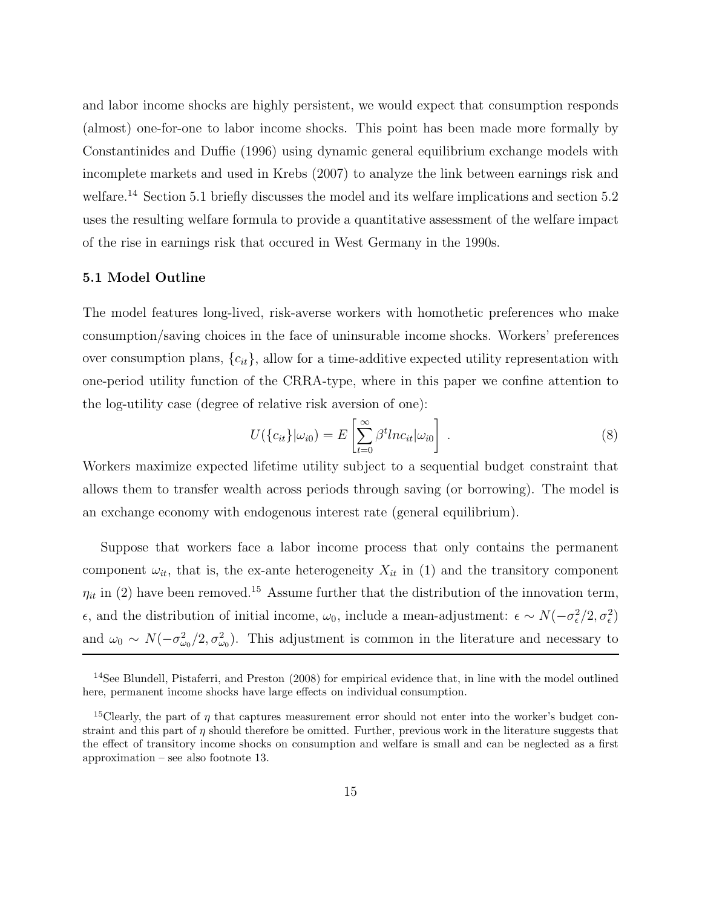and labor income shocks are highly persistent, we would expect that consumption responds (almost) one-for-one to labor income shocks. This point has been made more formally by Constantinides and Duffie (1996) using dynamic general equilibrium exchange models with incomplete markets and used in Krebs (2007) to analyze the link between earnings risk and welfare.[14] Section 5.1 briefly discusses the model and its welfare implications and section 5.2 uses the resulting welfare formula to provide a quantitative assessment of the welfare impact of the rise in earnings risk that occured in West Germany in the 1990s.

### 5.1 Model Outline

The model features long-lived, risk-averse workers with homothetic preferences who make consumption/saving choices in the face of uninsurable income shocks. Workers' preferences over consumption plans, $\{c_{it}\}$, allow for a time-additive expected utility representation with one-period utility function of the CRRA-type, where in this paper we confine attention to the log-utility case (degree of relative risk aversion of one):

$$U(\{c_{it}\}|\omega_{i0}) = E\left[\sum_{t=0}^{\infty} \beta^t ln c_{it} | \omega_{i0}\right] . \tag{8}$$

Workers maximize expected lifetime utility subject to a sequential budget constraint that allows them to transfer wealth across periods through saving (or borrowing). The model is an exchange economy with endogenous interest rate (general equilibrium).

Suppose that workers face a labor income process that only contains the permanent component $\omega_{it}$, that is, the ex-ante heterogeneity $X_{it}$ in (1) and the transitory component $\eta_{it}$ in (2) have been removed.[15] Assume further that the distribution of the innovation term, $\epsilon$, and the distribution of initial income, $\omega_0$, include a mean-adjustment: $\epsilon \sim N(-\sigma_\epsilon^2/2, \sigma_\epsilon^2)$ and $\omega_0 \sim N(-\sigma_{\omega_0}^2/2, \sigma_{\omega_0}^2)$. This adjustment is common in the literature and necessary to

[14]See Blundell, Pistaferri, and Preston (2008) for empirical evidence that, in line with the model outlined here, permanent income shocks have large effects on individual consumption.

[15]Clearly, the part of $\eta$ that captures measurement error should not enter into the worker's budget constraint and this part of $\eta$ should therefore be omitted. Further, previous work in the literature suggests that the effect of transitory income shocks on consumption and welfare is small and can be neglected as a first approximation – see also footnote 13.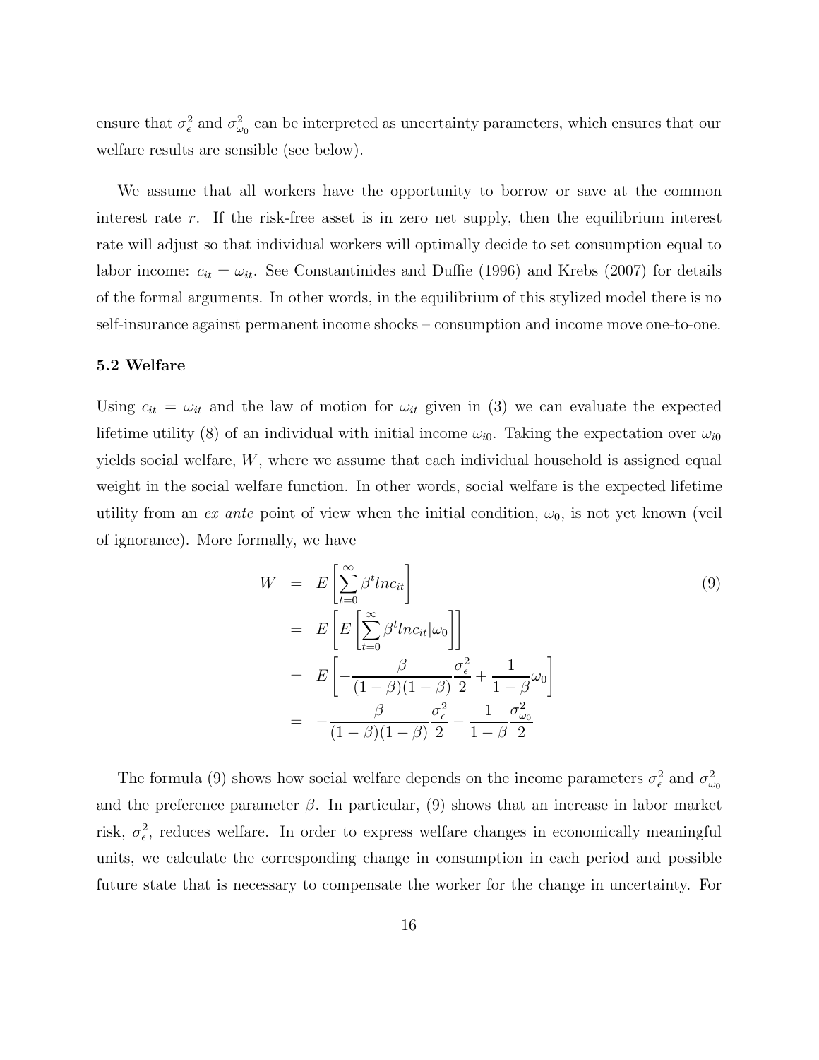ensure that $\sigma_\epsilon^2$ and $\sigma_{\omega_0}^2$ can be interpreted as uncertainty parameters, which ensures that our welfare results are sensible (see below).

We assume that all workers have the opportunity to borrow or save at the common interest rate $r$. If the risk-free asset is in zero net supply, then the equilibrium interest rate will adjust so that individual workers will optimally decide to set consumption equal to labor income: $c_{it} = \omega_{it}$. See Constantinides and Duffie (1996) and Krebs (2007) for details of the formal arguments. In other words, in the equilibrium of this stylized model there is no self-insurance against permanent income shocks – consumption and income move one-to-one.

### 5.2 Welfare

Using $c_{it} = \omega_{it}$ and the law of motion for $\omega_{it}$ given in (3) we can evaluate the expected lifetime utility (8) of an individual with initial income $\omega_{i0}$. Taking the expectation over $\omega_{i0}$ yields social welfare, $W$, where we assume that each individual household is assigned equal weight in the social welfare function. In other words, social welfare is the expected lifetime utility from an *ex ante* point of view when the initial condition, $\omega_0$, is not yet known (veil of ignorance). More formally, we have

$$
\begin{aligned}
W &= E\left[\sum_{t=0}^{\infty} \beta^t ln c_{it}\right] \\
&= E\left[E\left[\sum_{t=0}^{\infty} \beta^t ln c_{it} | \omega_0\right]\right] \\
&= E\left[-\frac{\beta}{(1-\beta)(1-\beta)}\frac{\sigma_\epsilon^2}{2} + \frac{1}{1-\beta}\omega_0\right] \\
&= -\frac{\beta}{(1-\beta)(1-\beta)}\frac{\sigma_\epsilon^2}{2} - \frac{1}{1-\beta}\frac{\sigma_{\omega_0}^2}{2}
\end{aligned}
\tag{9}
$$

The formula (9) shows how social welfare depends on the income parameters $\sigma_\epsilon^2$ and $\sigma_{\omega_0}^2$ and the preference parameter $\beta$. In particular, (9) shows that an increase in labor market risk, $\sigma_\epsilon^2$, reduces welfare. In order to express welfare changes in economically meaningful units, we calculate the corresponding change in consumption in each period and possible future state that is necessary to compensate the worker for the change in uncertainty. For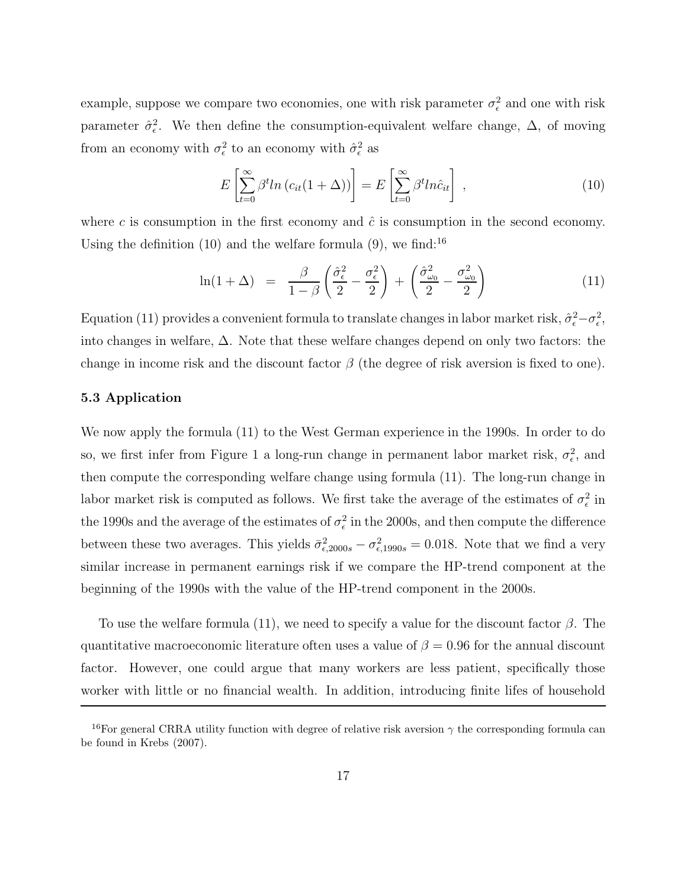example, suppose we compare two economies, one with risk parameter $\sigma_\epsilon^2$ and one with risk parameter $\hat{\sigma}_\epsilon^2$. We then define the consumption-equivalent welfare change, $\Delta$, of moving from an economy with $\sigma_\epsilon^2$ to an economy with $\hat{\sigma}_\epsilon^2$ as

$$E\left[\sum_{t=0}^{\infty} \beta^t ln\left(c_{it}(1+\Delta)\right)\right] = E\left[\sum_{t=0}^{\infty} \beta^t ln \hat{c}_{it}\right] , \tag{10}$$

where $c$ is consumption in the first economy and $\hat{c}$ is consumption in the second economy. Using the definition (10) and the welfare formula (9), we find:[16]

$$\ln(1+\Delta) = \frac{\beta}{1-\beta}\left(\frac{\hat{\sigma}_\epsilon^2}{2} - \frac{\sigma_\epsilon^2}{2}\right) + \left(\frac{\hat{\sigma}_{\omega_0}^2}{2} - \frac{\sigma_{\omega_0}^2}{2}\right) \tag{11}$$

Equation (11) provides a convenient formula to translate changes in labor market risk, $\hat{\sigma}_\epsilon^2 - \sigma_\epsilon^2$, into changes in welfare, $\Delta$. Note that these welfare changes depend on only two factors: the change in income risk and the discount factor $\beta$ (the degree of risk aversion is fixed to one).

### 5.3 Application

We now apply the formula (11) to the West German experience in the 1990s. In order to do so, we first infer from Figure 1 a long-run change in permanent labor market risk, $\sigma_\epsilon^2$, and then compute the corresponding welfare change using formula (11). The long-run change in labor market risk is computed as follows. We first take the average of the estimates of $\sigma_\epsilon^2$ in the 1990s and the average of the estimates of $\sigma_\epsilon^2$ in the 2000s, and then compute the difference between these two averages. This yields $\bar{\sigma}_{\epsilon,2000s}^2 - \sigma_{\epsilon,1990s}^2 = 0.018$. Note that we find a very similar increase in permanent earnings risk if we compare the HP-trend component at the beginning of the 1990s with the value of the HP-trend component in the 2000s.

To use the welfare formula (11), we need to specify a value for the discount factor $\beta$. The quantitative macroeconomic literature often uses a value of $\beta = 0.96$ for the annual discount factor. However, one could argue that many workers are less patient, specifically those worker with little or no financial wealth. In addition, introducing finite lifes of household

[16] For general CRRA utility function with degree of relative risk aversion $\gamma$ the corresponding formula can be found in Krebs (2007).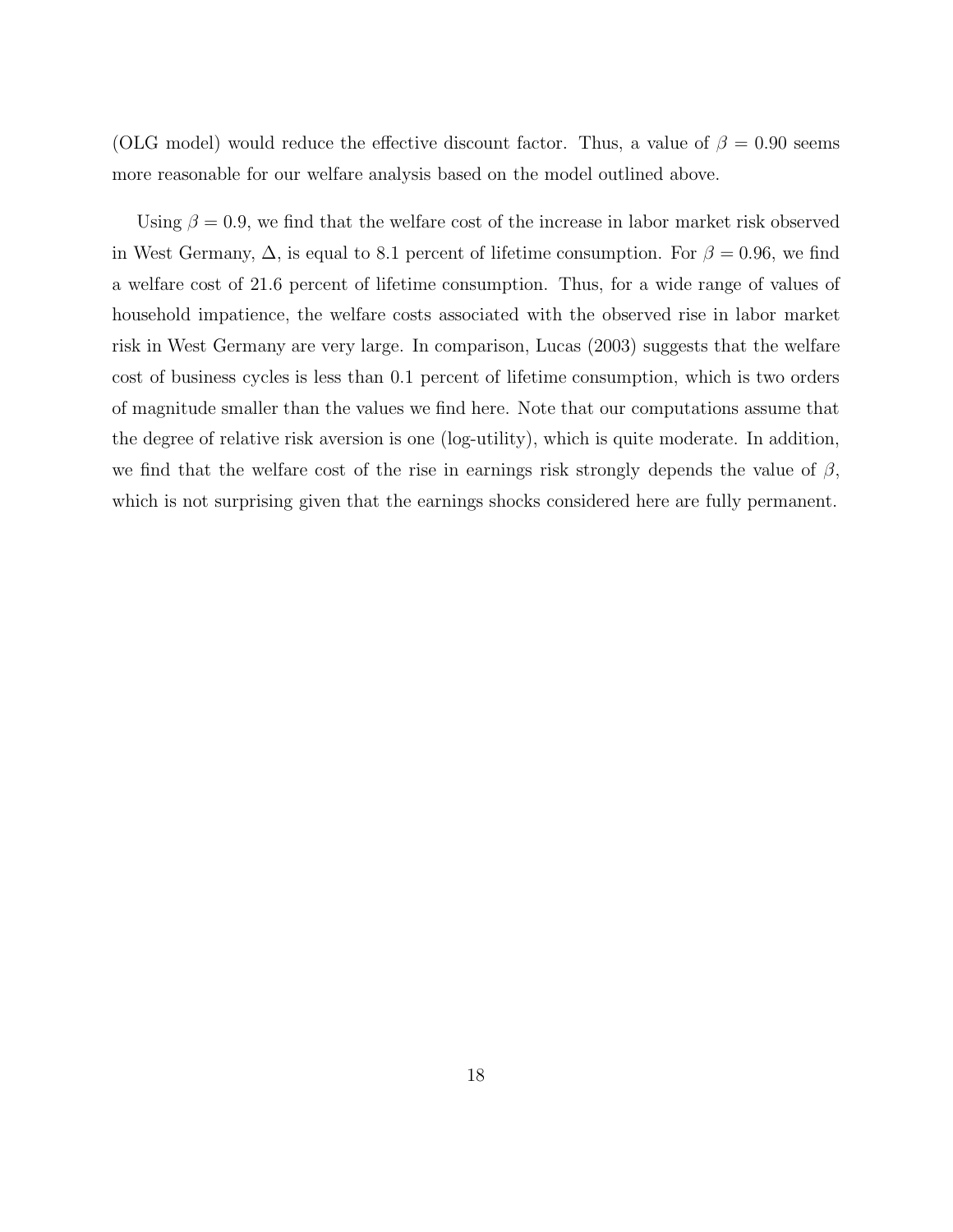(OLG model) would reduce the effective discount factor. Thus, a value of $\beta = 0.90$ seems more reasonable for our welfare analysis based on the model outlined above.

Using $\beta = 0.9$, we find that the welfare cost of the increase in labor market risk observed in West Germany, $\Delta$, is equal to 8.1 percent of lifetime consumption. For $\beta = 0.96$, we find a welfare cost of 21.6 percent of lifetime consumption. Thus, for a wide range of values of household impatience, the welfare costs associated with the observed rise in labor market risk in West Germany are very large. In comparison, Lucas (2003) suggests that the welfare cost of business cycles is less than 0.1 percent of lifetime consumption, which is two orders of magnitude smaller than the values we find here. Note that our computations assume that the degree of relative risk aversion is one (log-utility), which is quite moderate. In addition, we find that the welfare cost of the rise in earnings risk strongly depends the value of $\beta$, which is not surprising given that the earnings shocks considered here are fully permanent.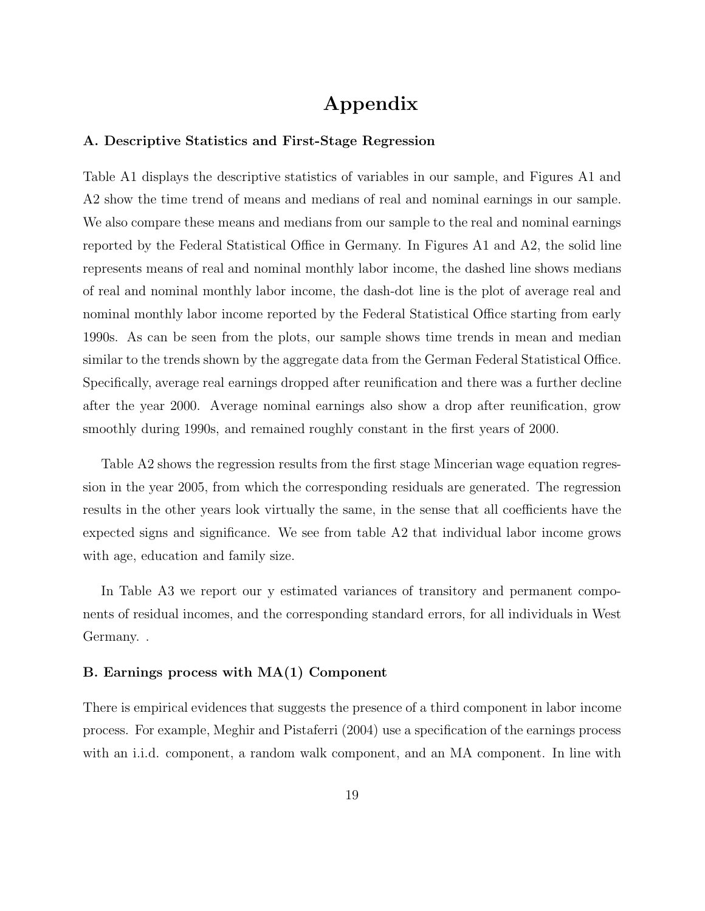# Appendix

### A. Descriptive Statistics and First-Stage Regression

Table A1 displays the descriptive statistics of variables in our sample, and Figures A1 and A2 show the time trend of means and medians of real and nominal earnings in our sample. We also compare these means and medians from our sample to the real and nominal earnings reported by the Federal Statistical Office in Germany. In Figures A1 and A2, the solid line represents means of real and nominal monthly labor income, the dashed line shows medians of real and nominal monthly labor income, the dash-dot line is the plot of average real and nominal monthly labor income reported by the Federal Statistical Office starting from early 1990s. As can be seen from the plots, our sample shows time trends in mean and median similar to the trends shown by the aggregate data from the German Federal Statistical Office. Specifically, average real earnings dropped after reunification and there was a further decline after the year 2000. Average nominal earnings also show a drop after reunification, grow smoothly during 1990s, and remained roughly constant in the first years of 2000.

Table A2 shows the regression results from the first stage Mincerian wage equation regression in the year 2005, from which the corresponding residuals are generated. The regression results in the other years look virtually the same, in the sense that all coefficients have the expected signs and significance. We see from table A2 that individual labor income grows with age, education and family size.

In Table A3 we report our y estimated variances of transitory and permanent components of residual incomes, and the corresponding standard errors, for all individuals in West Germany. .

### B. Earnings process with MA(1) Component

There is empirical evidences that suggests the presence of a third component in labor income process. For example, Meghir and Pistaferri (2004) use a specification of the earnings process with an i.i.d. component, a random walk component, and an MA component. In line with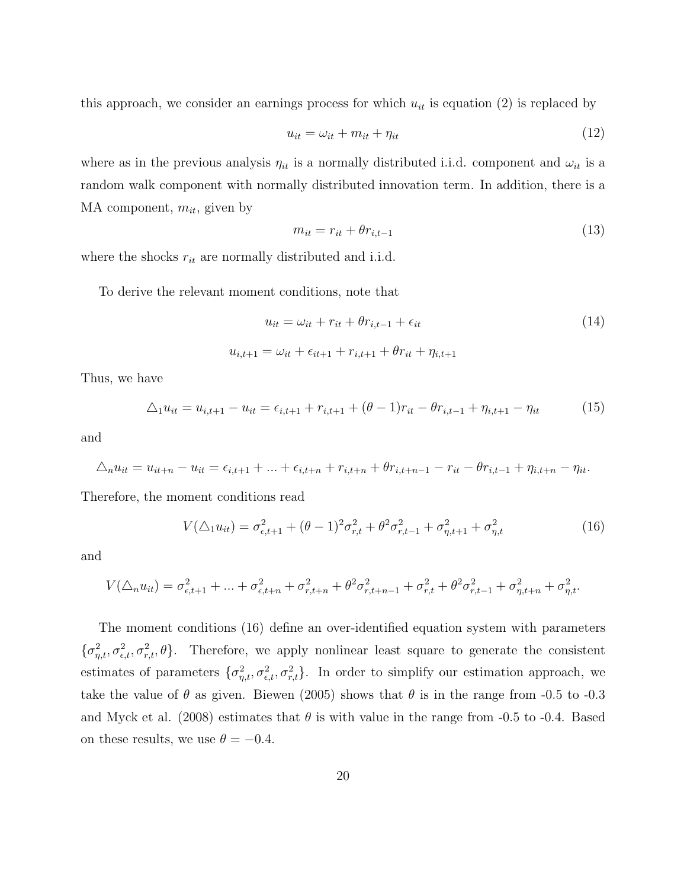this approach, we consider an earnings process for which $u_{it}$ is equation (2) is replaced by

$$u_{it} = \omega_{it} + m_{it} + \eta_{it} \tag{12}$$

where as in the previous analysis $\eta_{it}$ is a normally distributed i.i.d. component and $\omega_{it}$ is a random walk component with normally distributed innovation term. In addition, there is a MA component, $m_{it}$, given by

$$m_{it} = r_{it} + \theta r_{i,t-1} \tag{13}$$

where the shocks $r_{it}$ are normally distributed and i.i.d.

To derive the relevant moment conditions, note that

$$u_{it} = \omega_{it} + r_{it} + \theta r_{i,t-1} + \epsilon_{it} \tag{14}$$

$$u_{i,t+1} = \omega_{it} + \epsilon_{it+1} + r_{i,t+1} + \theta r_{it} + \eta_{i,t+1}$$

Thus, we have

$$\triangle_1 u_{it} = u_{i,t+1} - u_{it} = \epsilon_{i,t+1} + r_{i,t+1} + (\theta - 1) r_{it} - \theta r_{i,t-1} + \eta_{i,t+1} - \eta_{it} \tag{15}$$

and

$$\triangle_n u_{it} = u_{it+n} - u_{it} = \epsilon_{i,t+1} + ... + \epsilon_{i,t+n} + r_{i,t+n} + \theta r_{i,t+n-1} - r_{it} - \theta r_{i,t-1} + \eta_{i,t+n} - \eta_{it}.$$

Therefore, the moment conditions read

$$V(\triangle_1 u_{it}) = \sigma^2_{\epsilon,t+1} + (\theta - 1)^2 \sigma^2_{r,t} + \theta^2 \sigma^2_{r,t-1} + \sigma^2_{\eta,t+1} + \sigma^2_{\eta,t} \tag{16}$$

and

$$V(\triangle_n u_{it}) = \sigma^2_{\epsilon,t+1} + ... + \sigma^2_{\epsilon,t+n} + \sigma^2_{r,t+n} + \theta^2 \sigma^2_{r,t+n-1} + \sigma^2_{r,t} + \theta^2 \sigma^2_{r,t-1} + \sigma^2_{\eta,t+n} + \sigma^2_{\eta,t}.$$

The moment conditions (16) define an over-identified equation system with parameters $\{\sigma^2_{\eta,t}, \sigma^2_{\epsilon,t}, \sigma^2_{r,t}, \theta\}$. Therefore, we apply nonlinear least square to generate the consistent estimates of parameters $\{\sigma^2_{\eta,t}, \sigma^2_{\epsilon,t}, \sigma^2_{r,t}\}$. In order to simplify our estimation approach, we take the value of $\theta$ as given. Biewen (2005) shows that $\theta$ is in the range from -0.5 to -0.3 and Myck et al. (2008) estimates that $\theta$ is with value in the range from -0.5 to -0.4. Based on these results, we use $\theta = -0.4$.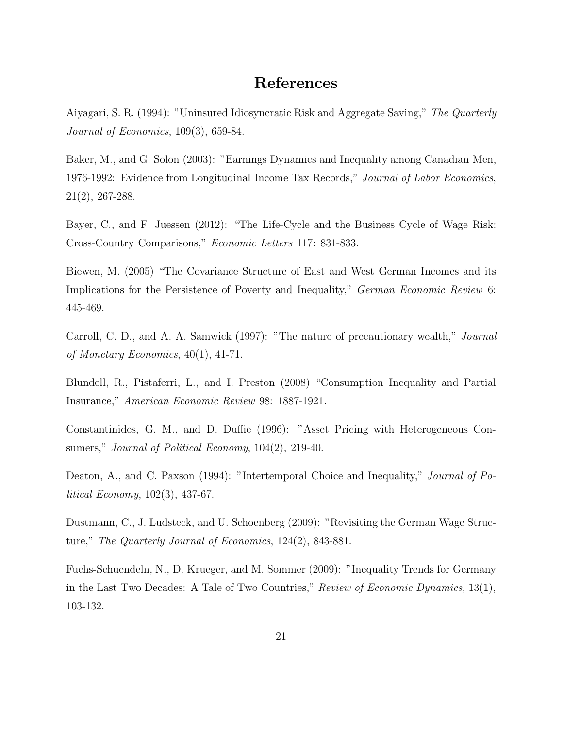# References

Aiyagari, S. R. (1994): "Uninsured Idiosyncratic Risk and Aggregate Saving," *The Quarterly Journal of Economics*, 109(3), 659-84.

Baker, M., and G. Solon (2003): "Earnings Dynamics and Inequality among Canadian Men, 1976-1992: Evidence from Longitudinal Income Tax Records," *Journal of Labor Economics*, 21(2), 267-288.

Bayer, C., and F. Juessen (2012): "The Life-Cycle and the Business Cycle of Wage Risk: Cross-Country Comparisons," *Economic Letters* 117: 831-833.

Biewen, M. (2005) "The Covariance Structure of East and West German Incomes and its Implications for the Persistence of Poverty and Inequality," *German Economic Review* 6: 445-469.

Carroll, C. D., and A. A. Samwick (1997): "The nature of precautionary wealth," *Journal of Monetary Economics*, 40(1), 41-71.

Blundell, R., Pistaferri, L., and I. Preston (2008) "Consumption Inequality and Partial Insurance," *American Economic Review* 98: 1887-1921.

Constantinides, G. M., and D. Duffie (1996): "Asset Pricing with Heterogeneous Consumers," *Journal of Political Economy*, 104(2), 219-40.

Deaton, A., and C. Paxson (1994): "Intertemporal Choice and Inequality," *Journal of Political Economy*, 102(3), 437-67.

Dustmann, C., J. Ludsteck, and U. Schoenberg (2009): "Revisiting the German Wage Structure," *The Quarterly Journal of Economics*, 124(2), 843-881.

Fuchs-Schuendeln, N., D. Krueger, and M. Sommer (2009): "Inequality Trends for Germany in the Last Two Decades: A Tale of Two Countries," *Review of Economic Dynamics*, 13(1), 103-132.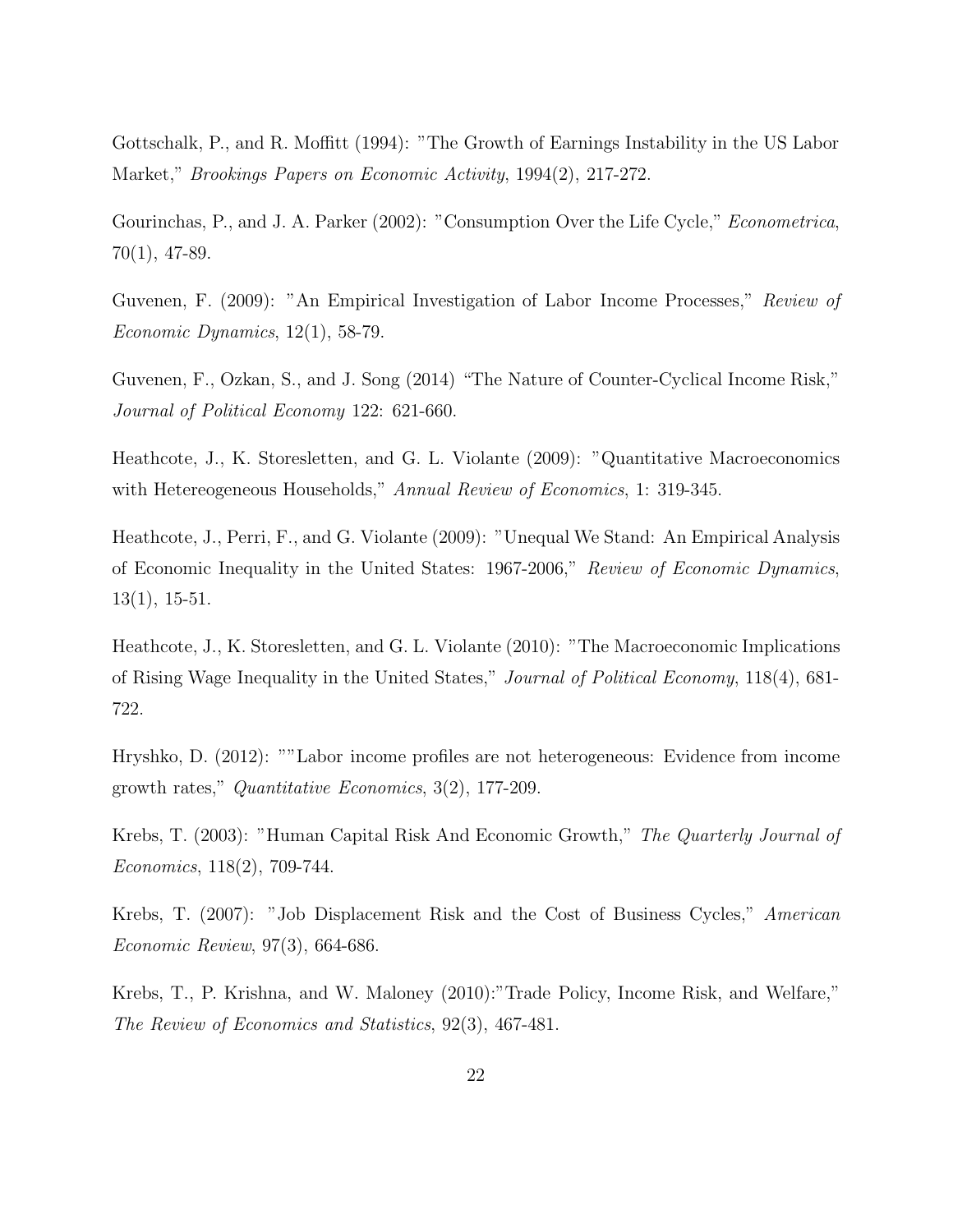Gottschalk, P., and R. Moffitt (1994): "The Growth of Earnings Instability in the US Labor Market," *Brookings Papers on Economic Activity*, 1994(2), 217-272.

Gourinchas, P., and J. A. Parker (2002): "Consumption Over the Life Cycle," *Econometrica*, 70(1), 47-89.

Guvenen, F. (2009): "An Empirical Investigation of Labor Income Processes," *Review of Economic Dynamics*, 12(1), 58-79.

Guvenen, F., Ozkan, S., and J. Song (2014) "The Nature of Counter-Cyclical Income Risk," *Journal of Political Economy* 122: 621-660.

Heathcote, J., K. Storesletten, and G. L. Violante (2009): "Quantitative Macroeconomics with Hetereogeneous Households," *Annual Review of Economics*, 1: 319-345.

Heathcote, J., Perri, F., and G. Violante (2009): "Unequal We Stand: An Empirical Analysis of Economic Inequality in the United States: 1967-2006," *Review of Economic Dynamics*, 13(1), 15-51.

Heathcote, J., K. Storesletten, and G. L. Violante (2010): "The Macroeconomic Implications of Rising Wage Inequality in the United States," *Journal of Political Economy*, 118(4), 681-722.

Hryshko, D. (2012): ""Labor income profiles are not heterogeneous: Evidence from income growth rates," *Quantitative Economics*, 3(2), 177-209.

Krebs, T. (2003): "Human Capital Risk And Economic Growth," *The Quarterly Journal of Economics*, 118(2), 709-744.

Krebs, T. (2007): "Job Displacement Risk and the Cost of Business Cycles," *American Economic Review*, 97(3), 664-686.

Krebs, T., P. Krishna, and W. Maloney (2010):"Trade Policy, Income Risk, and Welfare," *The Review of Economics and Statistics*, 92(3), 467-481.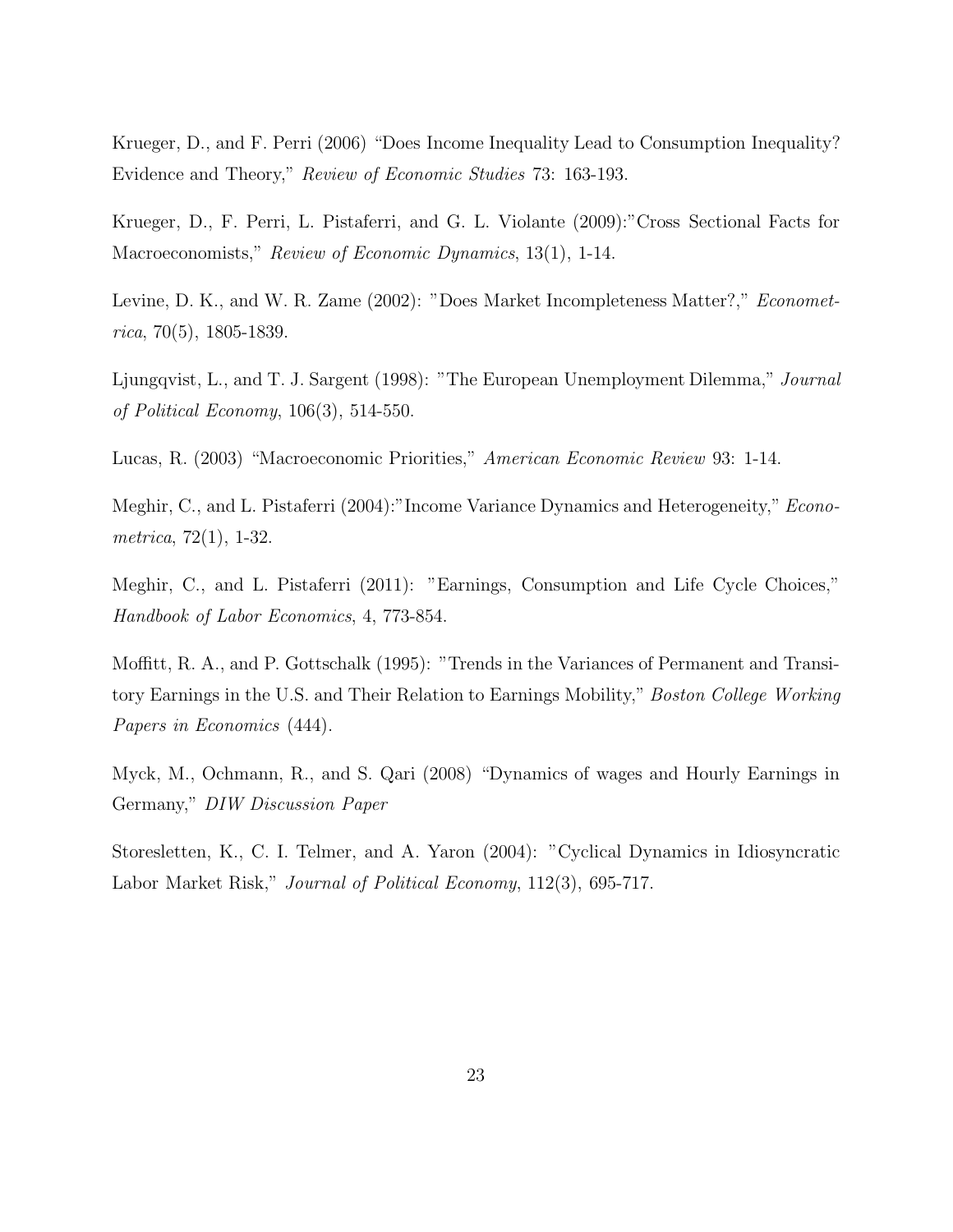Krueger, D., and F. Perri (2006) "Does Income Inequality Lead to Consumption Inequality? Evidence and Theory," *Review of Economic Studies* 73: 163-193.

Krueger, D., F. Perri, L. Pistaferri, and G. L. Violante (2009):"Cross Sectional Facts for Macroeconomists," *Review of Economic Dynamics*, 13(1), 1-14.

Levine, D. K., and W. R. Zame (2002): "Does Market Incompleteness Matter?," *Econometrica*, 70(5), 1805-1839.

Ljungqvist, L., and T. J. Sargent (1998): "The European Unemployment Dilemma," *Journal of Political Economy*, 106(3), 514-550.

Lucas, R. (2003) "Macroeconomic Priorities," *American Economic Review* 93: 1-14.

Meghir, C., and L. Pistaferri (2004):"Income Variance Dynamics and Heterogeneity," *Econometrica*, 72(1), 1-32.

Meghir, C., and L. Pistaferri (2011): "Earnings, Consumption and Life Cycle Choices," *Handbook of Labor Economics*, 4, 773-854.

Moffitt, R. A., and P. Gottschalk (1995): "Trends in the Variances of Permanent and Transitory Earnings in the U.S. and Their Relation to Earnings Mobility," *Boston College Working Papers in Economics* (444).

Myck, M., Ochmann, R., and S. Qari (2008) "Dynamics of wages and Hourly Earnings in Germany," *DIW Discussion Paper*

Storesletten, K., C. I. Telmer, and A. Yaron (2004): "Cyclical Dynamics in Idiosyncratic Labor Market Risk," *Journal of Political Economy*, 112(3), 695-717.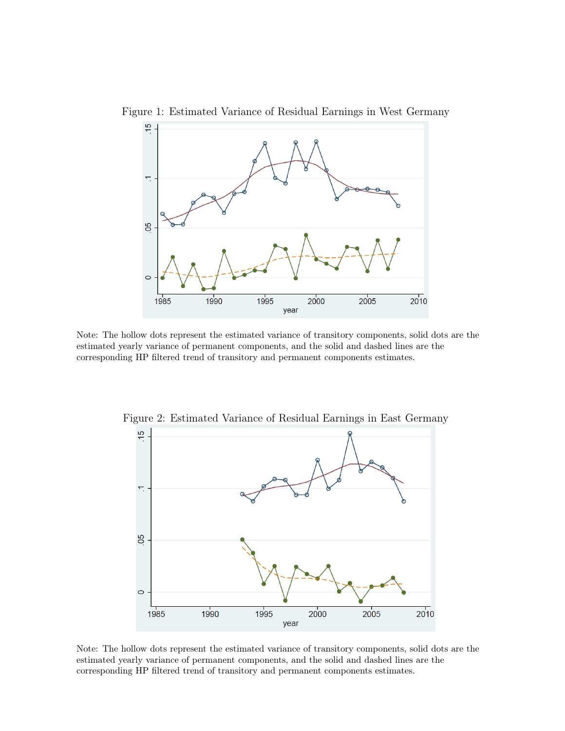Figure 1: Estimated Variance of Residual Earnings in West Germany

Note: The hollow dots represent the estimated variance of transitory components, solid dots are the estimated yearly variance of permanent components, and the solid and dashed lines are the corresponding HP filtered trend of transitory and permanent components estimates.

Figure 2: Estimated Variance of Residual Earnings in East Germany

Note: The hollow dots represent the estimated variance of transitory components, solid dots are the estimated yearly variance of permanent components, and the solid and dashed lines are the corresponding HP filtered trend of transitory and permanent components estimates.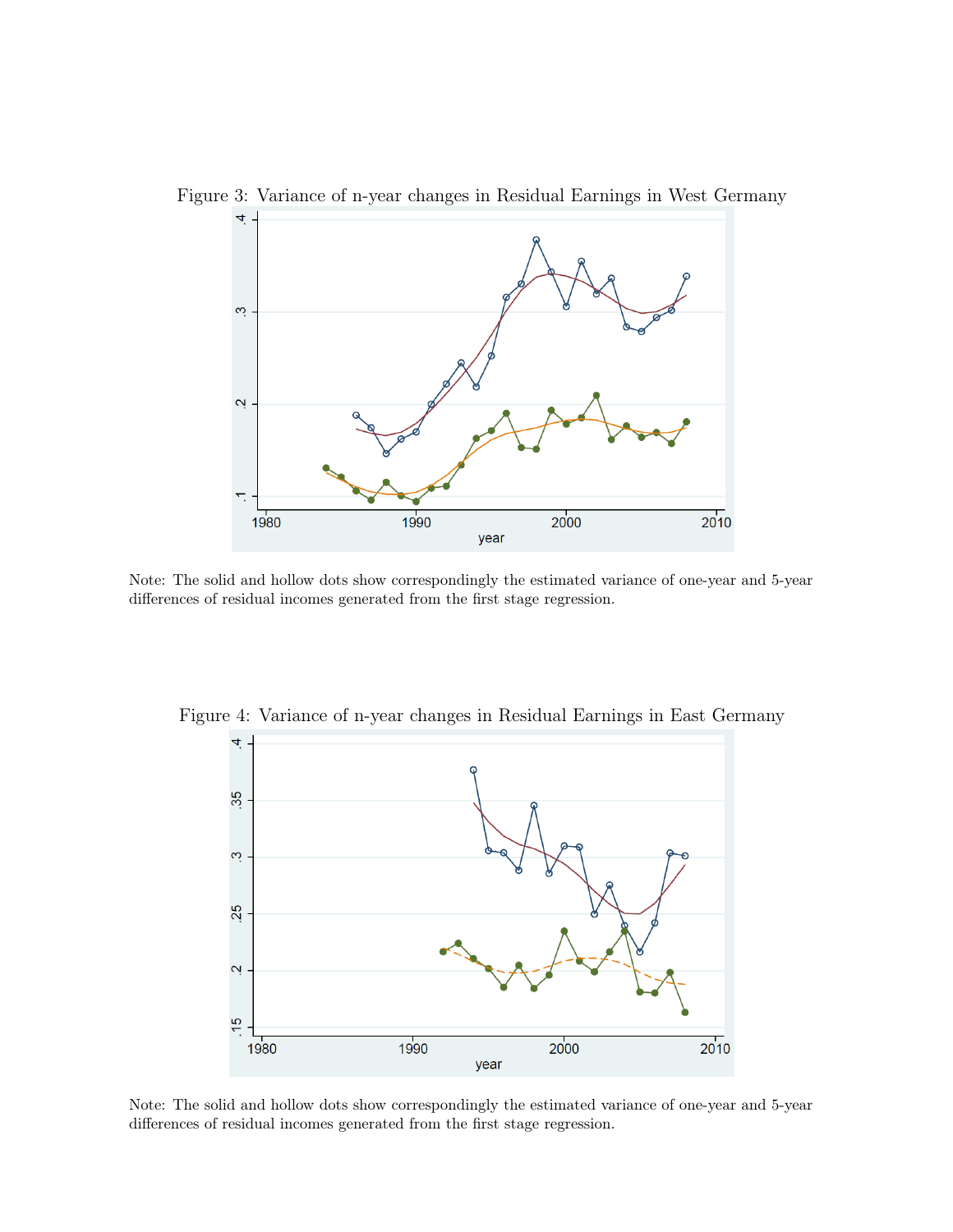Figure 3: Variance of n-year changes in Residual Earnings in West Germany

Note: The solid and hollow dots show correspondingly the estimated variance of one-year and 5-year differences of residual incomes generated from the first stage regression.

Figure 4: Variance of n-year changes in Residual Earnings in East Germany

Note: The solid and hollow dots show correspondingly the estimated variance of one-year and 5-year differences of residual incomes generated from the first stage regression.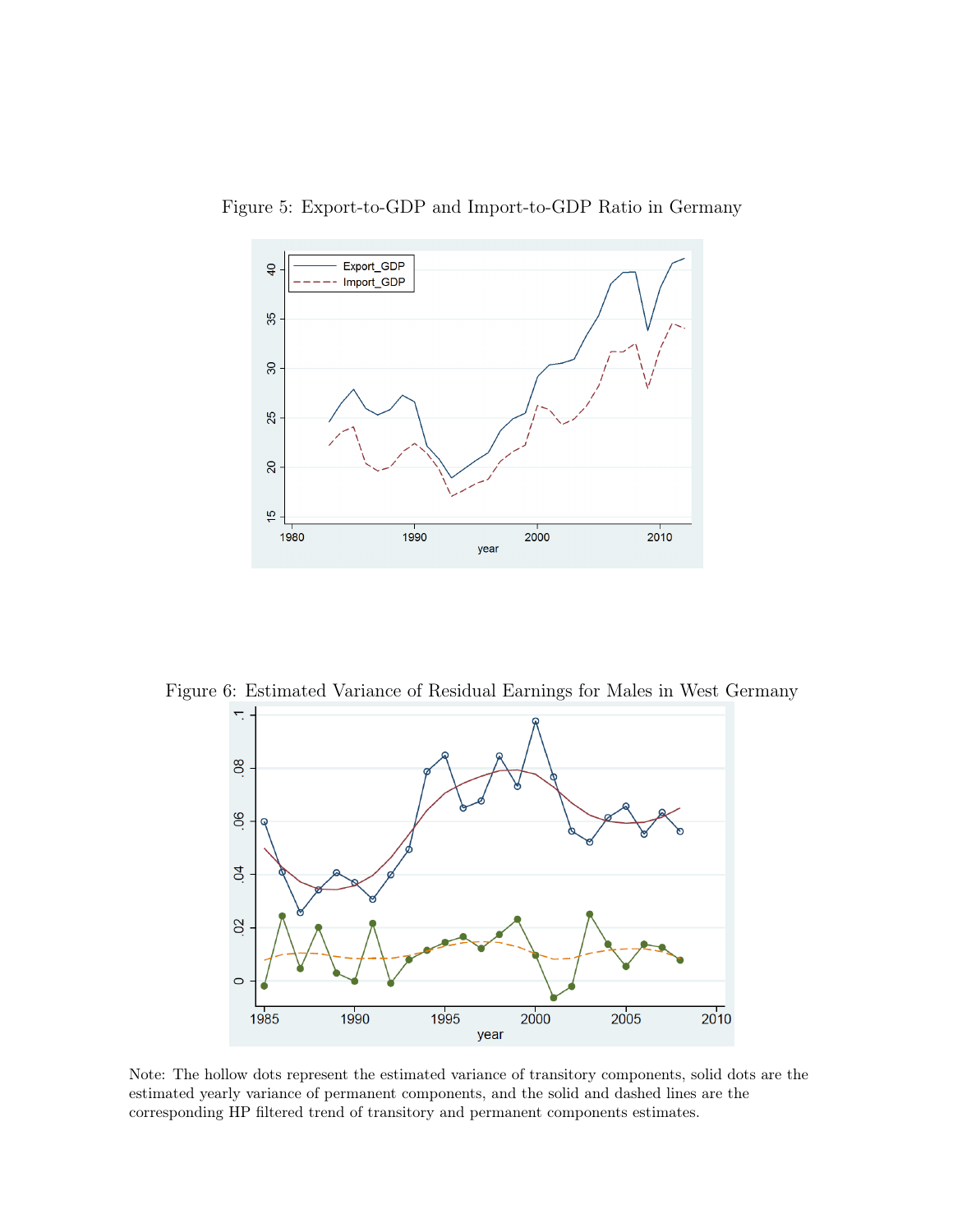Figure 5: Export-to-GDP and Import-to-GDP Ratio in Germany

Figure 6: Estimated Variance of Residual Earnings for Males in West Germany

Note: The hollow dots represent the estimated variance of transitory components, solid dots are the estimated yearly variance of permanent components, and the solid and dashed lines are the corresponding HP filtered trend of transitory and permanent components estimates.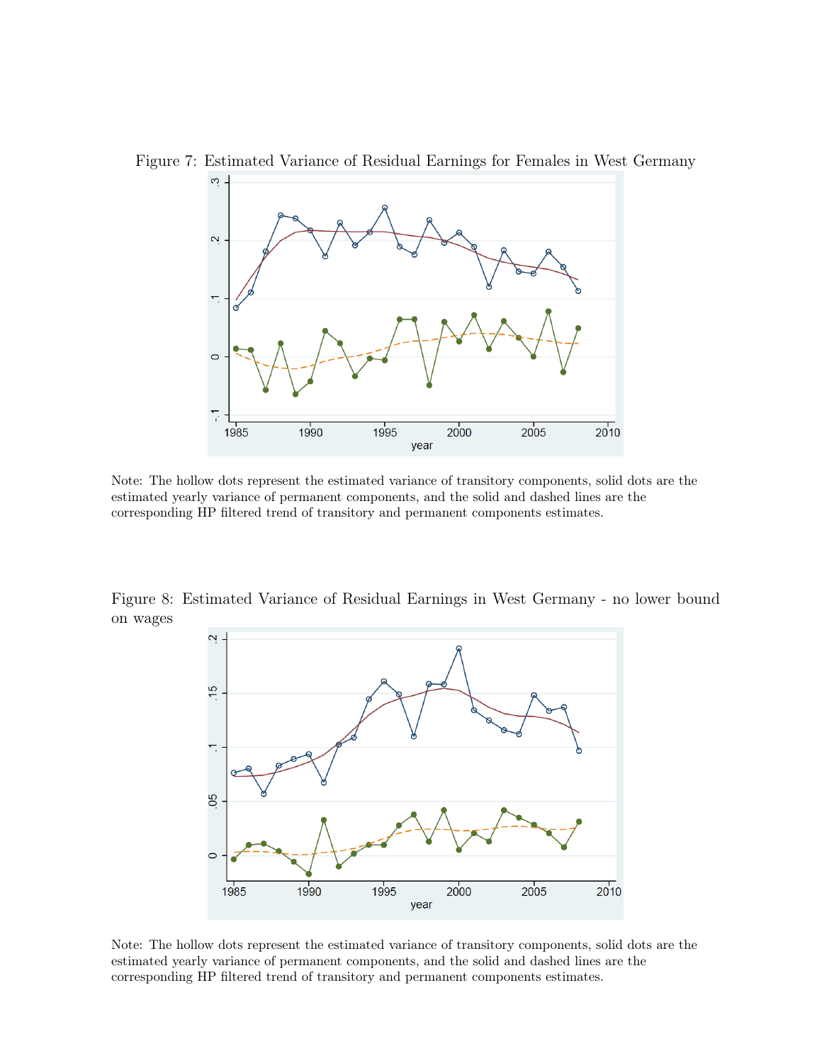Figure 7: Estimated Variance of Residual Earnings for Females in West Germany

Note: The hollow dots represent the estimated variance of transitory components, solid dots are the estimated yearly variance of permanent components, and the solid and dashed lines are the corresponding HP filtered trend of transitory and permanent components estimates.

Figure 8: Estimated Variance of Residual Earnings in West Germany - no lower bound on wages

Note: The hollow dots represent the estimated variance of transitory components, solid dots are the estimated yearly variance of permanent components, and the solid and dashed lines are the corresponding HP filtered trend of transitory and permanent components estimates.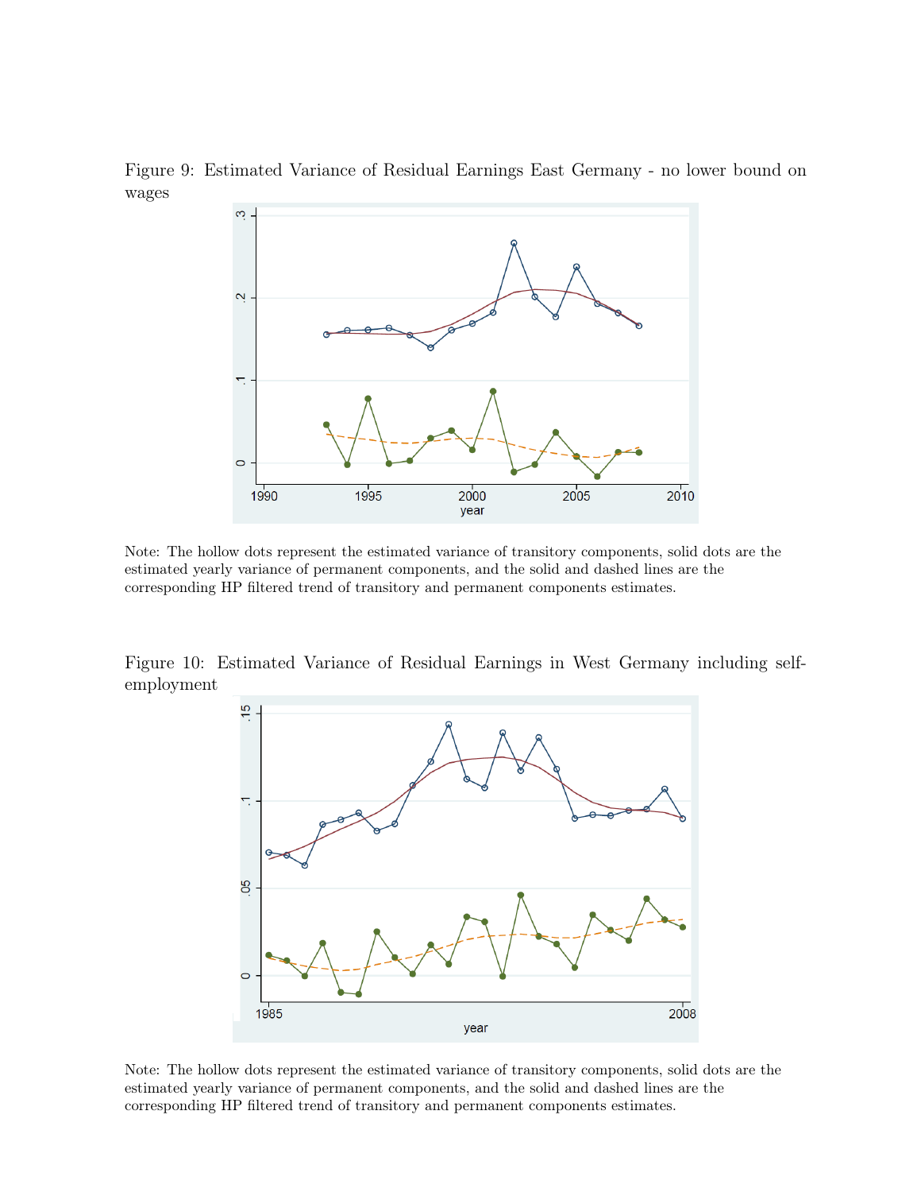Figure 9: Estimated Variance of Residual Earnings East Germany - no lower bound on wages

Note: The hollow dots represent the estimated variance of transitory components, solid dots are the estimated yearly variance of permanent components, and the solid and dashed lines are the corresponding HP filtered trend of transitory and permanent components estimates.

Figure 10: Estimated Variance of Residual Earnings in West Germany including self-employment

Note: The hollow dots represent the estimated variance of transitory components, solid dots are the estimated yearly variance of permanent components, and the solid and dashed lines are the corresponding HP filtered trend of transitory and permanent components estimates.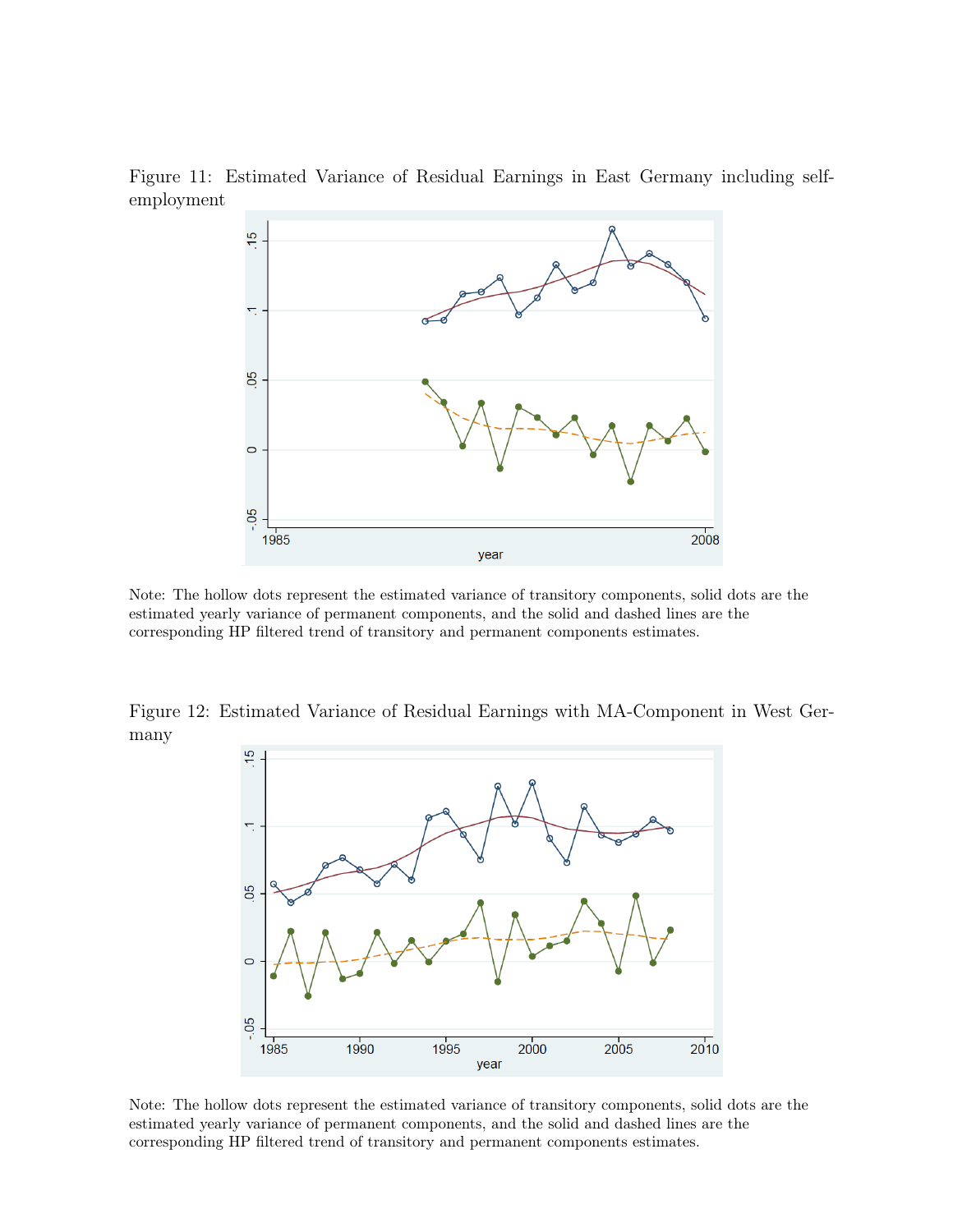Figure 11: Estimated Variance of Residual Earnings in East Germany including self-employment

Note: The hollow dots represent the estimated variance of transitory components, solid dots are the estimated yearly variance of permanent components, and the solid and dashed lines are the corresponding HP filtered trend of transitory and permanent components estimates.

Figure 12: Estimated Variance of Residual Earnings with MA-Component in West Germany

Note: The hollow dots represent the estimated variance of transitory components, solid dots are the estimated yearly variance of permanent components, and the solid and dashed lines are the corresponding HP filtered trend of transitory and permanent components estimates.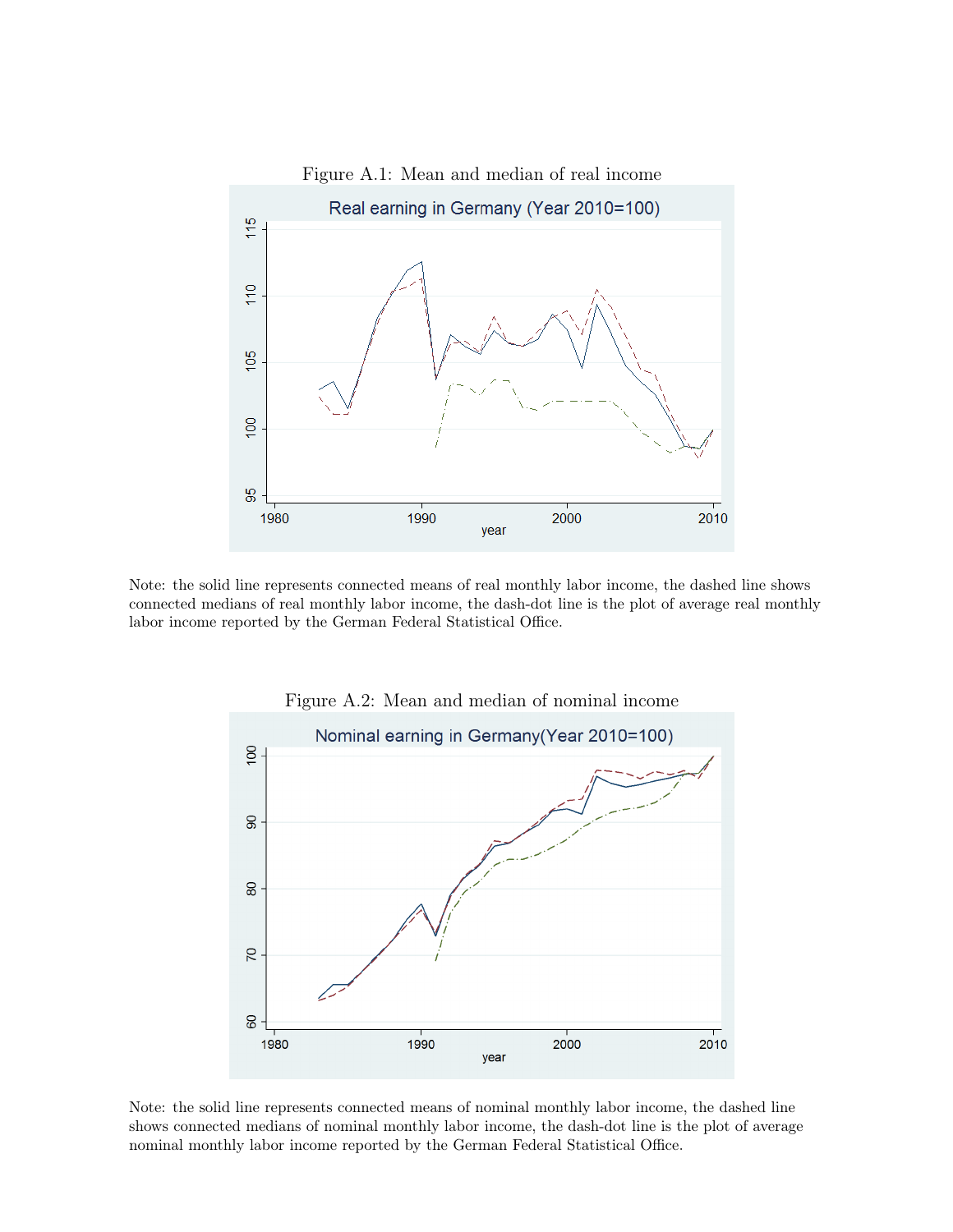Figure A.1: Mean and median of real income

Note: the solid line represents connected means of real monthly labor income, the dashed line shows connected medians of real monthly labor income, the dash-dot line is the plot of average real monthly labor income reported by the German Federal Statistical Office.

Figure A.2: Mean and median of nominal income

Note: the solid line represents connected means of nominal monthly labor income, the dashed line shows connected medians of nominal monthly labor income, the dash-dot line is the plot of average nominal monthly labor income reported by the German Federal Statistical Office.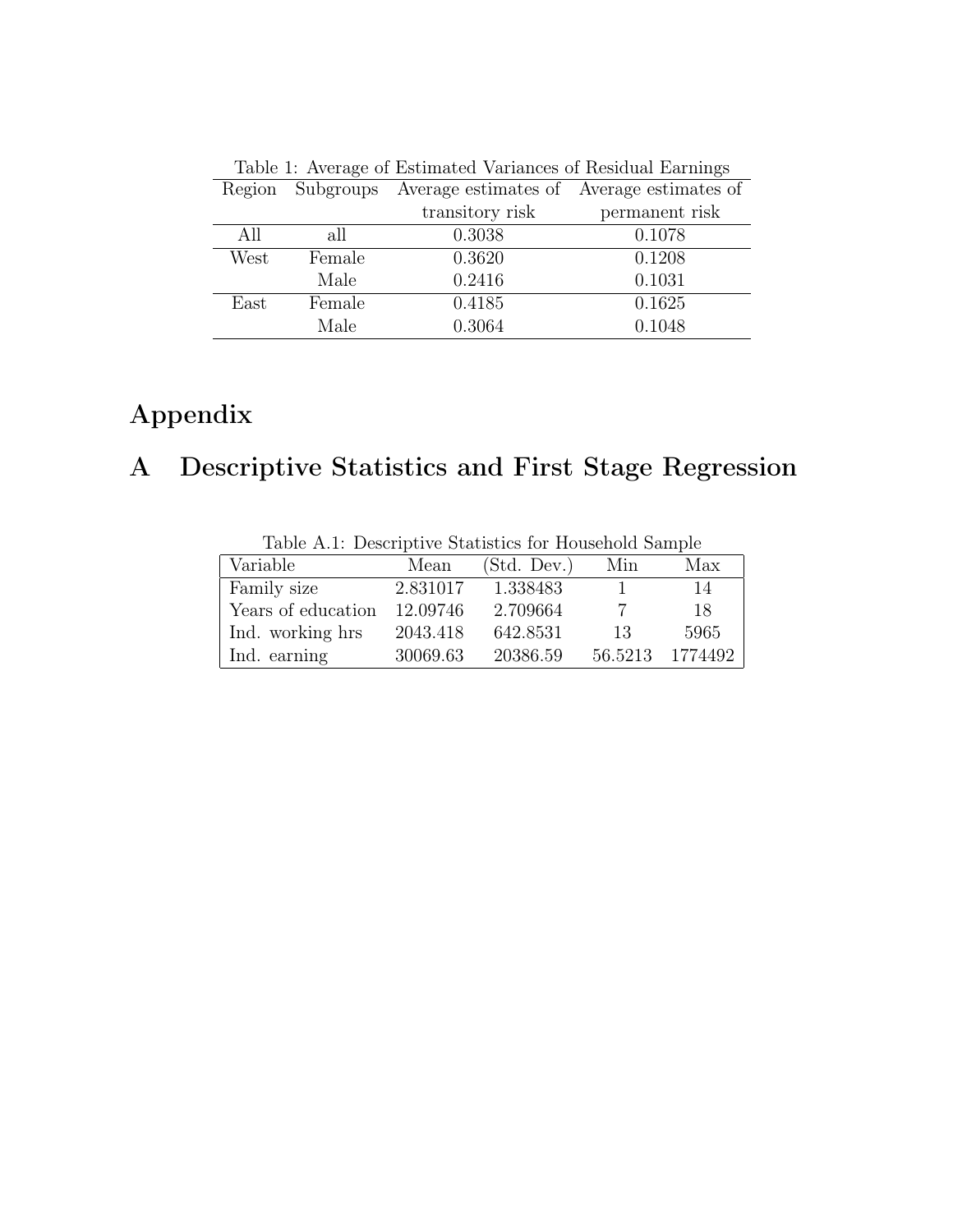Table 1: Average of Estimated Variances of Residual Earnings

| Region | Subgroups | Average estimates of transitory risk | Average estimates of permanent risk |
|---|---|---|---|
| All | all | 0.3038 | 0.1078 |
| West | Female | 0.3620 | 0.1208 |
| | Male | 0.2416 | 0.1031 |
| East | Female | 0.4185 | 0.1625 |
| | Male | 0.3064 | 0.1048 |

# Appendix

# A Descriptive Statistics and First Stage Regression

Table A.1: Descriptive Statistics for Household Sample

| Variable | Mean | (Std. Dev.) | Min | Max |
|---|---|---|---|---|
| Family size | 2.831017 | 1.338483 | 1 | 14 |
| Years of education | 12.09746 | 2.709664 | 7 | 18 |
| Ind. working hrs | 2043.418 | 642.8531 | 13 | 5965 |
| Ind. earning | 30069.63 | 20386.59 | 56.5213 | 1774492 |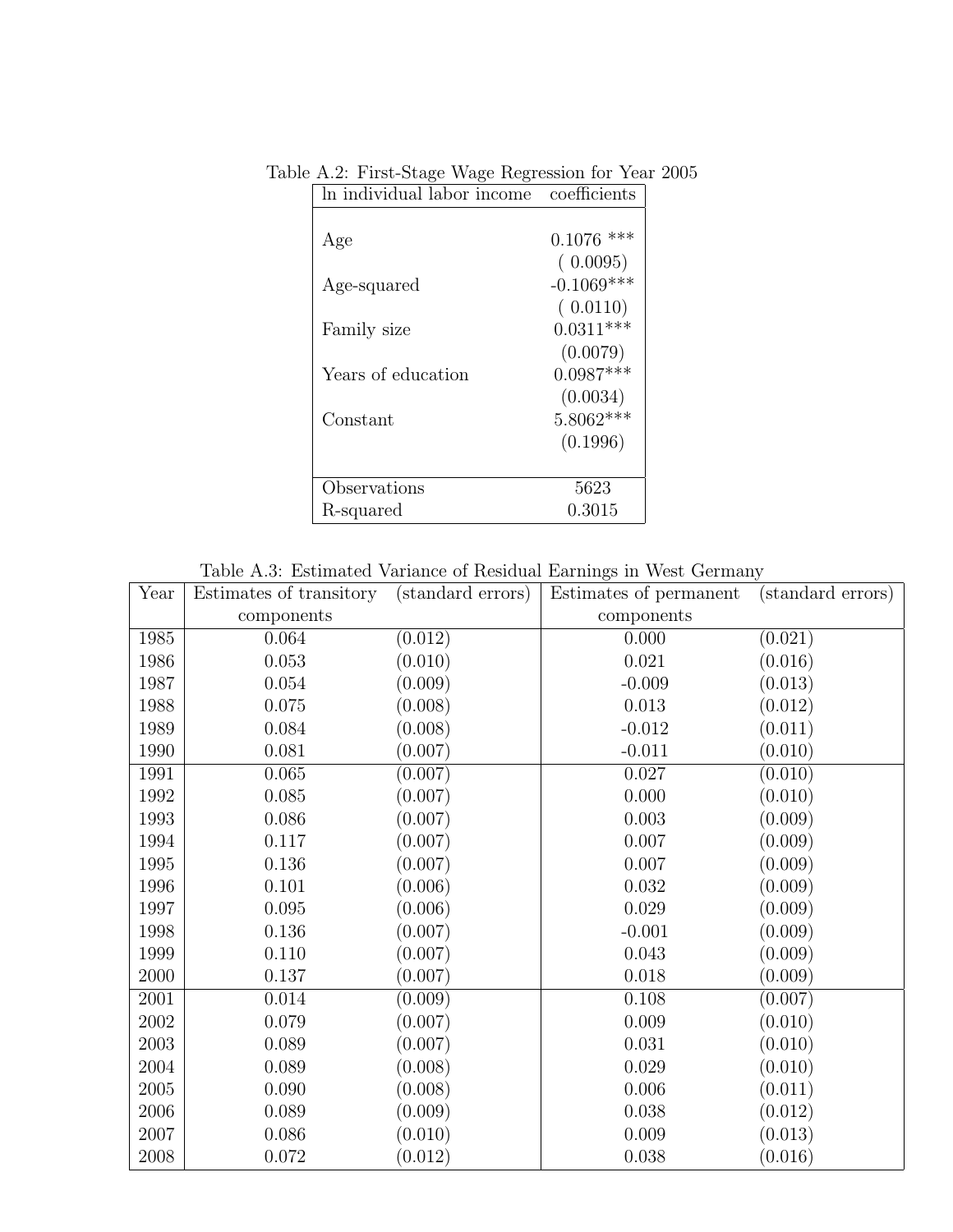Table A.2: First-Stage Wage Regression for Year 2005

| ln individual labor income | coefficients |
|---|---|
| Age | 0.1076 *** |
| | ( 0.0095) |
| Age-squared | -0.1069*** |
| | ( 0.0110) |
| Family size | 0.0311*** |
| | (0.0079) |
| Years of education | 0.0987*** |
| | (0.0034) |
| Constant | 5.8062*** |
| | (0.1996) |
| Observations | 5623 |
| R-squared | 0.3015 |

Table A.3: Estimated Variance of Residual Earnings in West Germany

| Year | Estimates of transitory components | (standard errors) | Estimates of permanent components | (standard errors) |
|---|---|---|---|---|
| 1985 | 0.064 | (0.012) | 0.000 | (0.021) |
| 1986 | 0.053 | (0.010) | 0.021 | (0.016) |
| 1987 | 0.054 | (0.009) | -0.009 | (0.013) |
| 1988 | 0.075 | (0.008) | 0.013 | (0.012) |
| 1989 | 0.084 | (0.008) | -0.012 | (0.011) |
| 1990 | 0.081 | (0.007) | -0.011 | (0.010) |
| 1991 | 0.065 | (0.007) | 0.027 | (0.010) |
| 1992 | 0.085 | (0.007) | 0.000 | (0.010) |
| 1993 | 0.086 | (0.007) | 0.003 | (0.009) |
| 1994 | 0.117 | (0.007) | 0.007 | (0.009) |
| 1995 | 0.136 | (0.007) | 0.007 | (0.009) |
| 1996 | 0.101 | (0.006) | 0.032 | (0.009) |
| 1997 | 0.095 | (0.006) | 0.029 | (0.009) |
| 1998 | 0.136 | (0.007) | -0.001 | (0.009) |
| 1999 | 0.110 | (0.007) | 0.043 | (0.009) |
| 2000 | 0.137 | (0.007) | 0.018 | (0.009) |
| 2001 | 0.014 | (0.009) | 0.108 | (0.007) |
| 2002 | 0.079 | (0.007) | 0.009 | (0.010) |
| 2003 | 0.089 | (0.007) | 0.031 | (0.010) |
| 2004 | 0.089 | (0.008) | 0.029 | (0.010) |
| 2005 | 0.090 | (0.008) | 0.006 | (0.011) |
| 2006 | 0.089 | (0.009) | 0.038 | (0.012) |
| 2007 | 0.086 | (0.010) | 0.009 | (0.013) |
| 2008 | 0.072 | (0.012) | 0.038 | (0.016) |